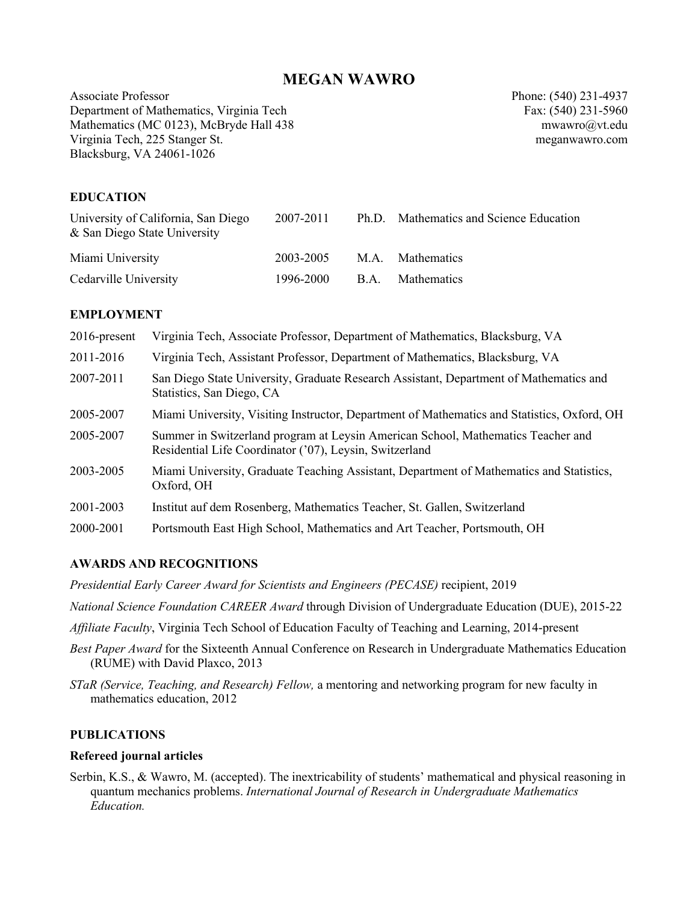# MEGAN WAWRO

Associate Professor
Department of Mathematics, Virginia Tech
Mathematics (MC 0123), McBryde Hall 438
Virginia Tech, 225 Stanger St.
Blacksburg, VA 24061-1026

Phone: (540) 231-4937
Fax: (540) 231-5960
mwawro@vt.edu
meganwawro.com

## EDUCATION

| | | | |
|---|---|---|---|
| University of California, San Diego & San Diego State University | 2007-2011 | Ph.D. | Mathematics and Science Education |
| Miami University | 2003-2005 | M.A. | Mathematics |
| Cedarville University | 1996-2000 | B.A. | Mathematics |

## EMPLOYMENT

| | |
|---|---|
| 2016-present | Virginia Tech, Associate Professor, Department of Mathematics, Blacksburg, VA |
| 2011-2016 | Virginia Tech, Assistant Professor, Department of Mathematics, Blacksburg, VA |
| 2007-2011 | San Diego State University, Graduate Research Assistant, Department of Mathematics and Statistics, San Diego, CA |
| 2005-2007 | Miami University, Visiting Instructor, Department of Mathematics and Statistics, Oxford, OH |
| 2005-2007 | Summer in Switzerland program at Leysin American School, Mathematics Teacher and Residential Life Coordinator ('07), Leysin, Switzerland |
| 2003-2005 | Miami University, Graduate Teaching Assistant, Department of Mathematics and Statistics, Oxford, OH |
| 2001-2003 | Institut auf dem Rosenberg, Mathematics Teacher, St. Gallen, Switzerland |
| 2000-2001 | Portsmouth East High School, Mathematics and Art Teacher, Portsmouth, OH |

## AWARDS AND RECOGNITIONS

*Presidential Early Career Award for Scientists and Engineers (PECASE)* recipient, 2019

*National Science Foundation CAREER Award* through Division of Undergraduate Education (DUE), 2015-22

*Affiliate Faculty*, Virginia Tech School of Education Faculty of Teaching and Learning, 2014-present

*Best Paper Award* for the Sixteenth Annual Conference on Research in Undergraduate Mathematics Education (RUME) with David Plaxco, 2013

*STaR (Service, Teaching, and Research) Fellow,* a mentoring and networking program for new faculty in mathematics education, 2012

## PUBLICATIONS

### Refereed journal articles

Serbin, K.S., & Wawro, M. (accepted). The inextricability of students' mathematical and physical reasoning in quantum mechanics problems. *International Journal of Research in Undergraduate Mathematics Education.*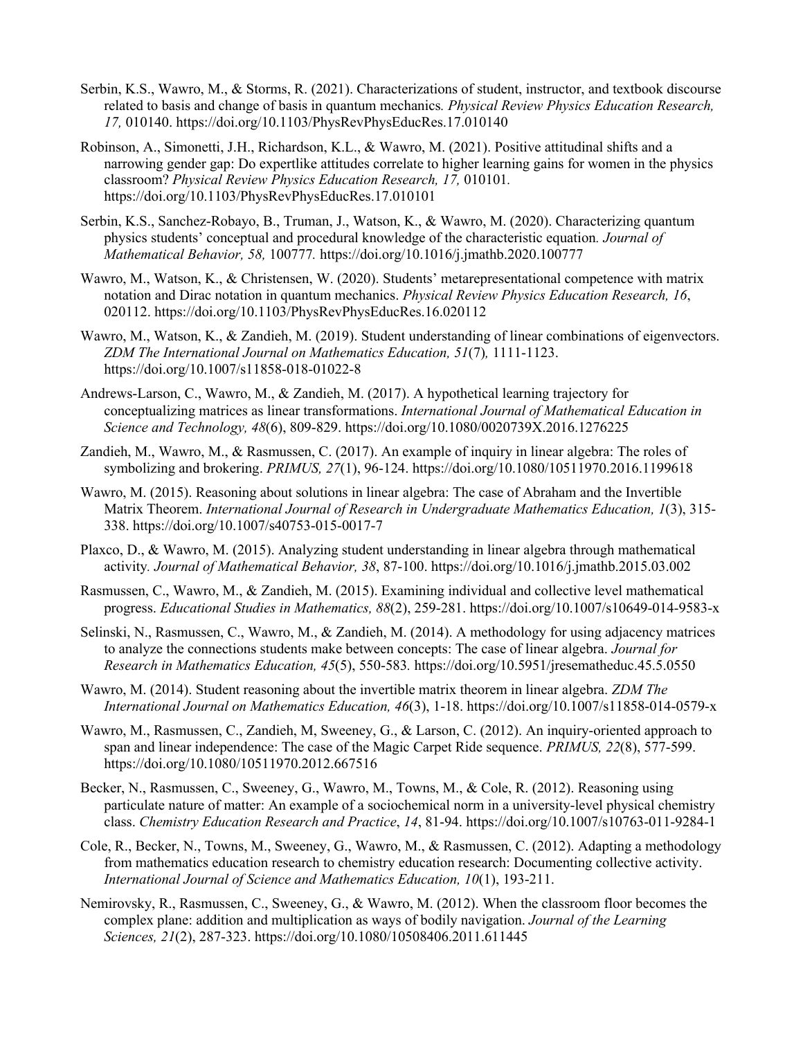Serbin, K.S., Wawro, M., & Storms, R. (2021). Characterizations of student, instructor, and textbook discourse related to basis and change of basis in quantum mechanics. *Physical Review Physics Education Research, 17,* 010140. https://doi.org/10.1103/PhysRevPhysEducRes.17.010140

Robinson, A., Simonetti, J.H., Richardson, K.L., & Wawro, M. (2021). Positive attitudinal shifts and a narrowing gender gap: Do expertlike attitudes correlate to higher learning gains for women in the physics classroom? *Physical Review Physics Education Research, 17,* 010101. https://doi.org/10.1103/PhysRevPhysEducRes.17.010101

Serbin, K.S., Sanchez-Robayo, B., Truman, J., Watson, K., & Wawro, M. (2020). Characterizing quantum physics students' conceptual and procedural knowledge of the characteristic equation. *Journal of Mathematical Behavior, 58,* 100777. https://doi.org/10.1016/j.jmathb.2020.100777

Wawro, M., Watson, K., & Christensen, W. (2020). Students' metarepresentational competence with matrix notation and Dirac notation in quantum mechanics. *Physical Review Physics Education Research, 16*, 020112. https://doi.org/10.1103/PhysRevPhysEducRes.16.020112

Wawro, M., Watson, K., & Zandieh, M. (2019). Student understanding of linear combinations of eigenvectors. *ZDM The International Journal on Mathematics Education, 51*(7)*,* 1111-1123. https://doi.org/10.1007/s11858-018-01022-8

Andrews-Larson, C., Wawro, M., & Zandieh, M. (2017). A hypothetical learning trajectory for conceptualizing matrices as linear transformations. *International Journal of Mathematical Education in Science and Technology, 48*(6), 809-829. https://doi.org/10.1080/0020739X.2016.1276225

Zandieh, M., Wawro, M., & Rasmussen, C. (2017). An example of inquiry in linear algebra: The roles of symbolizing and brokering. *PRIMUS, 27*(1), 96-124. https://doi.org/10.1080/10511970.2016.1199618

Wawro, M. (2015). Reasoning about solutions in linear algebra: The case of Abraham and the Invertible Matrix Theorem. *International Journal of Research in Undergraduate Mathematics Education, 1*(3), 315-338. https://doi.org/10.1007/s40753-015-0017-7

Plaxco, D., & Wawro, M. (2015). Analyzing student understanding in linear algebra through mathematical activity. *Journal of Mathematical Behavior, 38*, 87-100. https://doi.org/10.1016/j.jmathb.2015.03.002

Rasmussen, C., Wawro, M., & Zandieh, M. (2015). Examining individual and collective level mathematical progress. *Educational Studies in Mathematics, 88*(2), 259-281. https://doi.org/10.1007/s10649-014-9583-x

Selinski, N., Rasmussen, C., Wawro, M., & Zandieh, M. (2014). A methodology for using adjacency matrices to analyze the connections students make between concepts: The case of linear algebra. *Journal for Research in Mathematics Education, 45*(5), 550-583. https://doi.org/10.5951/jresematheduc.45.5.0550

Wawro, M. (2014). Student reasoning about the invertible matrix theorem in linear algebra. *ZDM The International Journal on Mathematics Education, 46*(3), 1-18. https://doi.org/10.1007/s11858-014-0579-x

Wawro, M., Rasmussen, C., Zandieh, M, Sweeney, G., & Larson, C. (2012). An inquiry-oriented approach to span and linear independence: The case of the Magic Carpet Ride sequence. *PRIMUS, 22*(8), 577-599. https://doi.org/10.1080/10511970.2012.667516

Becker, N., Rasmussen, C., Sweeney, G., Wawro, M., Towns, M., & Cole, R. (2012). Reasoning using particulate nature of matter: An example of a sociochemical norm in a university-level physical chemistry class. *Chemistry Education Research and Practice*, *14*, 81-94. https://doi.org/10.1007/s10763-011-9284-1

Cole, R., Becker, N., Towns, M., Sweeney, G., Wawro, M., & Rasmussen, C. (2012). Adapting a methodology from mathematics education research to chemistry education research: Documenting collective activity. *International Journal of Science and Mathematics Education, 10*(1), 193-211.

Nemirovsky, R., Rasmussen, C., Sweeney, G., & Wawro, M. (2012). When the classroom floor becomes the complex plane: addition and multiplication as ways of bodily navigation. *Journal of the Learning Sciences, 21*(2), 287-323. https://doi.org/10.1080/10508406.2011.611445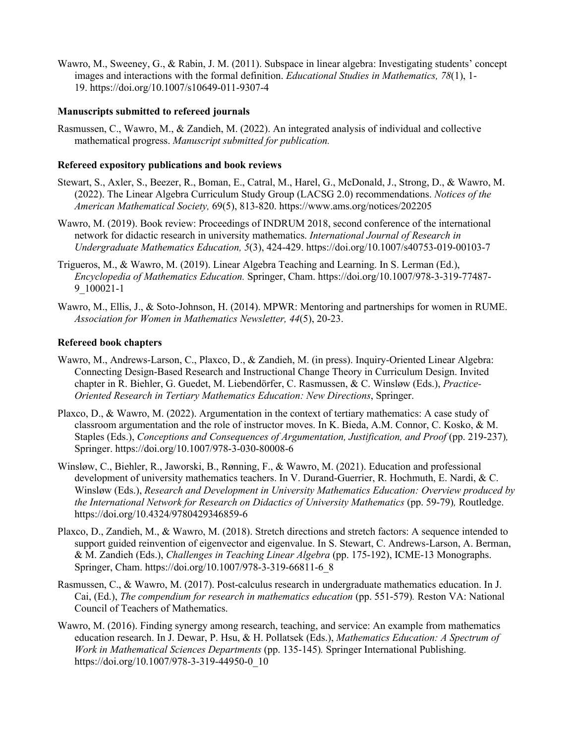Wawro, M., Sweeney, G., & Rabin, J. M. (2011). Subspace in linear algebra: Investigating students' concept images and interactions with the formal definition. *Educational Studies in Mathematics, 78*(1), 1-19. https://doi.org/10.1007/s10649-011-9307-4

### Manuscripts submitted to refereed journals

Rasmussen, C., Wawro, M., & Zandieh, M. (2022). An integrated analysis of individual and collective mathematical progress. *Manuscript submitted for publication.*

### Refereed expository publications and book reviews

Stewart, S., Axler, S., Beezer, R., Boman, E., Catral, M., Harel, G., McDonald, J., Strong, D., & Wawro, M. (2022). The Linear Algebra Curriculum Study Group (LACSG 2.0) recommendations. *Notices of the American Mathematical Society,* 69(5), 813-820. https://www.ams.org/notices/202205

Wawro, M. (2019). Book review: Proceedings of INDRUM 2018, second conference of the international network for didactic research in university mathematics. *International Journal of Research in Undergraduate Mathematics Education, 5*(3), 424-429. https://doi.org/10.1007/s40753-019-00103-7

Trigueros, M., & Wawro, M. (2019). Linear Algebra Teaching and Learning. In S. Lerman (Ed.), *Encyclopedia of Mathematics Education.* Springer, Cham. https://doi.org/10.1007/978-3-319-77487-9_100021-1

Wawro, M., Ellis, J., & Soto-Johnson, H. (2014). MPWR: Mentoring and partnerships for women in RUME. *Association for Women in Mathematics Newsletter, 44*(5), 20-23.

### Refereed book chapters

Wawro, M., Andrews-Larson, C., Plaxco, D., & Zandieh, M. (in press). Inquiry-Oriented Linear Algebra: Connecting Design-Based Research and Instructional Change Theory in Curriculum Design. Invited chapter in R. Biehler, G. Guedet, M. Liebendörfer, C. Rasmussen, & C. Winsløw (Eds.), *Practice-Oriented Research in Tertiary Mathematics Education: New Directions*, Springer.

Plaxco, D., & Wawro, M. (2022). Argumentation in the context of tertiary mathematics: A case study of classroom argumentation and the role of instructor moves. In K. Bieda, A.M. Connor, C. Kosko, & M. Staples (Eds.), *Conceptions and Consequences of Argumentation, Justification, and Proof* (pp. 219-237)*,* Springer. https://doi.org/10.1007/978-3-030-80008-6

Winsløw, C., Biehler, R., Jaworski, B., Rønning, F., & Wawro, M. (2021). Education and professional development of university mathematics teachers. In V. Durand-Guerrier, R. Hochmuth, E. Nardi, & C. Winsløw (Eds.), *Research and Development in University Mathematics Education: Overview produced by the International Network for Research on Didactics of University Mathematics* (pp. 59-79)*,* Routledge. https://doi.org/10.4324/9780429346859-6

Plaxco, D., Zandieh, M., & Wawro, M. (2018). Stretch directions and stretch factors: A sequence intended to support guided reinvention of eigenvector and eigenvalue. In S. Stewart, C. Andrews-Larson, A. Berman, & M. Zandieh (Eds.), *Challenges in Teaching Linear Algebra* (pp. 175-192), ICME-13 Monographs. Springer, Cham. https://doi.org/10.1007/978-3-319-66811-6_8

Rasmussen, C., & Wawro, M. (2017). Post-calculus research in undergraduate mathematics education. In J. Cai, (Ed.), *The compendium for research in mathematics education* (pp. 551-579)*.* Reston VA: National Council of Teachers of Mathematics.

Wawro, M. (2016). Finding synergy among research, teaching, and service: An example from mathematics education research. In J. Dewar, P. Hsu, & H. Pollatsek (Eds.), *Mathematics Education: A Spectrum of Work in Mathematical Sciences Departments* (pp. 135-145)*.* Springer International Publishing. https://doi.org/10.1007/978-3-319-44950-0_10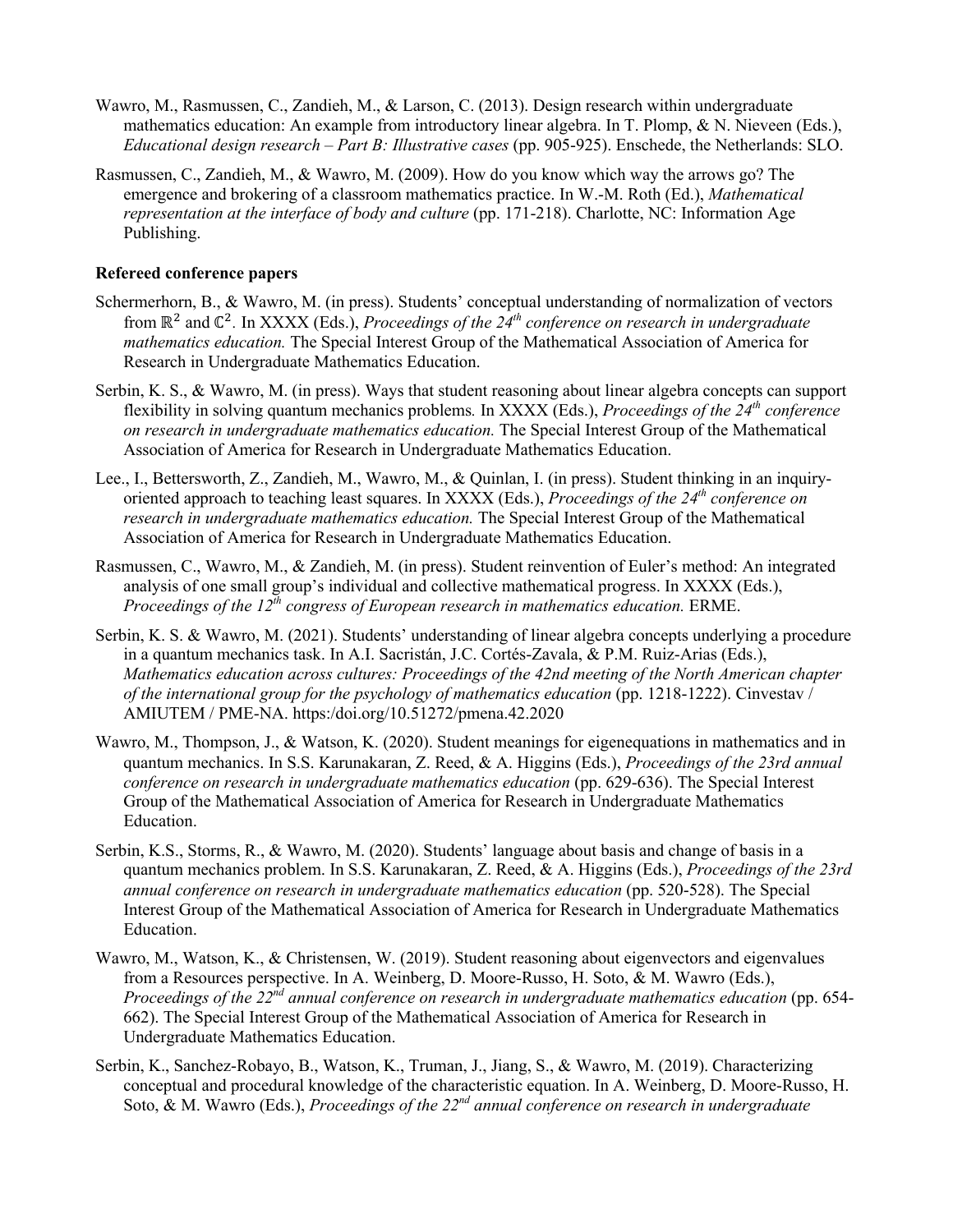Wawro, M., Rasmussen, C., Zandieh, M., & Larson, C. (2013). Design research within undergraduate mathematics education: An example from introductory linear algebra. In T. Plomp, & N. Nieveen (Eds.), *Educational design research – Part B: Illustrative cases* (pp. 905-925). Enschede, the Netherlands: SLO.

Rasmussen, C., Zandieh, M., & Wawro, M. (2009). How do you know which way the arrows go? The emergence and brokering of a classroom mathematics practice. In W.-M. Roth (Ed.), *Mathematical representation at the interface of body and culture* (pp. 171-218). Charlotte, NC: Information Age Publishing.

**Refereed conference papers**

Schermerhorn, B., & Wawro, M. (in press). Students' conceptual understanding of normalization of vectors from $\mathbb{R}^2$ and $\mathbb{C}^2$. In XXXX (Eds.), *Proceedings of the 24th conference on research in undergraduate mathematics education.* The Special Interest Group of the Mathematical Association of America for Research in Undergraduate Mathematics Education.

Serbin, K. S., & Wawro, M. (in press). Ways that student reasoning about linear algebra concepts can support flexibility in solving quantum mechanics problems*.* In XXXX (Eds.), *Proceedings of the 24th conference on research in undergraduate mathematics education.* The Special Interest Group of the Mathematical Association of America for Research in Undergraduate Mathematics Education.

Lee., I., Bettersworth, Z., Zandieh, M., Wawro, M., & Quinlan, I. (in press). Student thinking in an inquiry-oriented approach to teaching least squares. In XXXX (Eds.), *Proceedings of the 24th conference on research in undergraduate mathematics education.* The Special Interest Group of the Mathematical Association of America for Research in Undergraduate Mathematics Education.

Rasmussen, C., Wawro, M., & Zandieh, M. (in press). Student reinvention of Euler's method: An integrated analysis of one small group's individual and collective mathematical progress. In XXXX (Eds.), *Proceedings of the 12th congress of European research in mathematics education.* ERME.

Serbin, K. S. & Wawro, M. (2021). Students' understanding of linear algebra concepts underlying a procedure in a quantum mechanics task. In A.I. Sacristán, J.C. Cortés-Zavala, & P.M. Ruiz-Arias (Eds.), *Mathematics education across cultures: Proceedings of the 42nd meeting of the North American chapter of the international group for the psychology of mathematics education* (pp. 1218-1222). Cinvestav / AMIUTEM / PME-NA. https:/doi.org/10.51272/pmena.42.2020

Wawro, M., Thompson, J., & Watson, K. (2020). Student meanings for eigenequations in mathematics and in quantum mechanics. In S.S. Karunakaran, Z. Reed, & A. Higgins (Eds.), *Proceedings of the 23rd annual conference on research in undergraduate mathematics education* (pp. 629-636). The Special Interest Group of the Mathematical Association of America for Research in Undergraduate Mathematics Education.

Serbin, K.S., Storms, R., & Wawro, M. (2020). Students' language about basis and change of basis in a quantum mechanics problem. In S.S. Karunakaran, Z. Reed, & A. Higgins (Eds.), *Proceedings of the 23rd annual conference on research in undergraduate mathematics education* (pp. 520-528). The Special Interest Group of the Mathematical Association of America for Research in Undergraduate Mathematics Education.

Wawro, M., Watson, K., & Christensen, W. (2019). Student reasoning about eigenvectors and eigenvalues from a Resources perspective. In A. Weinberg, D. Moore-Russo, H. Soto, & M. Wawro (Eds.), *Proceedings of the 22nd annual conference on research in undergraduate mathematics education* (pp. 654-662). The Special Interest Group of the Mathematical Association of America for Research in Undergraduate Mathematics Education.

Serbin, K., Sanchez-Robayo, B., Watson, K., Truman, J., Jiang, S., & Wawro, M. (2019). Characterizing conceptual and procedural knowledge of the characteristic equation. In A. Weinberg, D. Moore-Russo, H. Soto, & M. Wawro (Eds.), *Proceedings of the 22nd annual conference on research in undergraduate*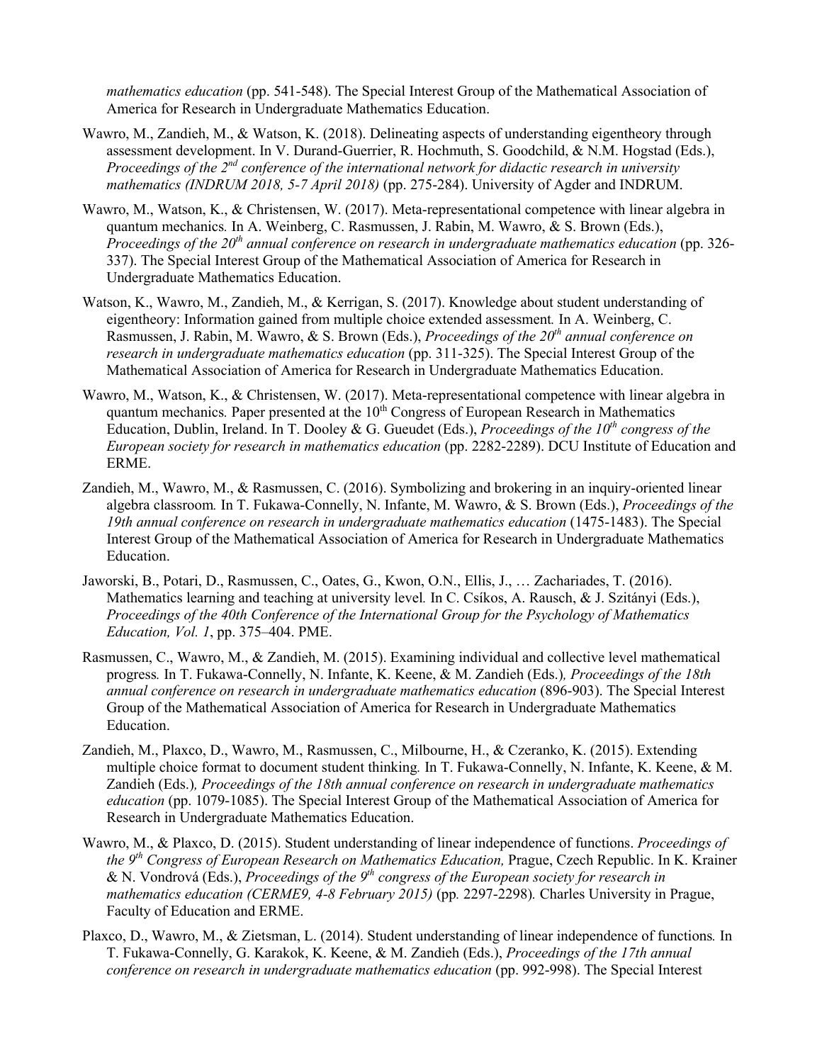*mathematics education* (pp. 541-548). The Special Interest Group of the Mathematical Association of America for Research in Undergraduate Mathematics Education.

Wawro, M., Zandieh, M., & Watson, K. (2018). Delineating aspects of understanding eigentheory through assessment development. In V. Durand-Guerrier, R. Hochmuth, S. Goodchild, & N.M. Hogstad (Eds.), *Proceedings of the 2nd conference of the international network for didactic research in university mathematics (INDRUM 2018, 5-7 April 2018)* (pp. 275-284). University of Agder and INDRUM.

Wawro, M., Watson, K., & Christensen, W. (2017). Meta-representational competence with linear algebra in quantum mechanics. In A. Weinberg, C. Rasmussen, J. Rabin, M. Wawro, & S. Brown (Eds.), *Proceedings of the 20th annual conference on research in undergraduate mathematics education* (pp. 326-337). The Special Interest Group of the Mathematical Association of America for Research in Undergraduate Mathematics Education.

Watson, K., Wawro, M., Zandieh, M., & Kerrigan, S. (2017). Knowledge about student understanding of eigentheory: Information gained from multiple choice extended assessment. In A. Weinberg, C. Rasmussen, J. Rabin, M. Wawro, & S. Brown (Eds.), *Proceedings of the 20th annual conference on research in undergraduate mathematics education* (pp. 311-325). The Special Interest Group of the Mathematical Association of America for Research in Undergraduate Mathematics Education.

Wawro, M., Watson, K., & Christensen, W. (2017). Meta-representational competence with linear algebra in quantum mechanics. Paper presented at the 10th Congress of European Research in Mathematics Education, Dublin, Ireland. In T. Dooley & G. Gueudet (Eds.), *Proceedings of the 10th congress of the European society for research in mathematics education* (pp. 2282-2289). DCU Institute of Education and ERME.

Zandieh, M., Wawro, M., & Rasmussen, C. (2016). Symbolizing and brokering in an inquiry-oriented linear algebra classroom. In T. Fukawa-Connelly, N. Infante, M. Wawro, & S. Brown (Eds.), *Proceedings of the 19th annual conference on research in undergraduate mathematics education* (1475-1483). The Special Interest Group of the Mathematical Association of America for Research in Undergraduate Mathematics Education.

Jaworski, B., Potari, D., Rasmussen, C., Oates, G., Kwon, O.N., Ellis, J., … Zachariades, T. (2016). Mathematics learning and teaching at university level. In C. Csíkos, A. Rausch, & J. Szitányi (Eds.), *Proceedings of the 40th Conference of the International Group for the Psychology of Mathematics Education, Vol. 1*, pp. 375–404. PME.

Rasmussen, C., Wawro, M., & Zandieh, M. (2015). Examining individual and collective level mathematical progress. In T. Fukawa-Connelly, N. Infante, K. Keene, & M. Zandieh (Eds.)*, Proceedings of the 18th annual conference on research in undergraduate mathematics education* (896-903). The Special Interest Group of the Mathematical Association of America for Research in Undergraduate Mathematics Education.

Zandieh, M., Plaxco, D., Wawro, M., Rasmussen, C., Milbourne, H., & Czeranko, K. (2015). Extending multiple choice format to document student thinking. In T. Fukawa-Connelly, N. Infante, K. Keene, & M. Zandieh (Eds.)*, Proceedings of the 18th annual conference on research in undergraduate mathematics education* (pp. 1079-1085). The Special Interest Group of the Mathematical Association of America for Research in Undergraduate Mathematics Education.

Wawro, M., & Plaxco, D. (2015). Student understanding of linear independence of functions. *Proceedings of the 9th Congress of European Research on Mathematics Education,* Prague, Czech Republic. In K. Krainer & N. Vondrová (Eds.), *Proceedings of the 9th congress of the European society for research in mathematics education (CERME9, 4-8 February 2015)* (pp. 2297-2298)*.* Charles University in Prague, Faculty of Education and ERME.

Plaxco, D., Wawro, M., & Zietsman, L. (2014). Student understanding of linear independence of functions. In T. Fukawa-Connelly, G. Karakok, K. Keene, & M. Zandieh (Eds.), *Proceedings of the 17th annual conference on research in undergraduate mathematics education* (pp. 992-998). The Special Interest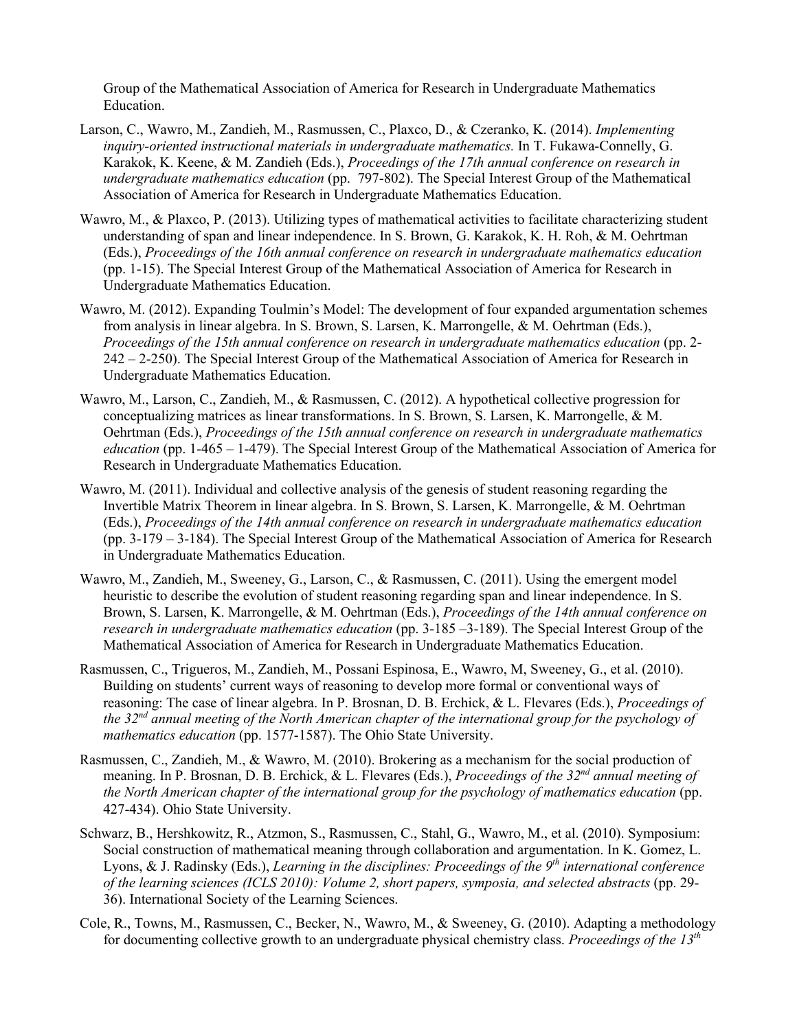Group of the Mathematical Association of America for Research in Undergraduate Mathematics Education.

Larson, C., Wawro, M., Zandieh, M., Rasmussen, C., Plaxco, D., & Czeranko, K. (2014). *Implementing inquiry-oriented instructional materials in undergraduate mathematics.* In T. Fukawa-Connelly, G. Karakok, K. Keene, & M. Zandieh (Eds.), *Proceedings of the 17th annual conference on research in undergraduate mathematics education* (pp. 797-802). The Special Interest Group of the Mathematical Association of America for Research in Undergraduate Mathematics Education.

Wawro, M., & Plaxco, P. (2013). Utilizing types of mathematical activities to facilitate characterizing student understanding of span and linear independence. In S. Brown, G. Karakok, K. H. Roh, & M. Oehrtman (Eds.), *Proceedings of the 16th annual conference on research in undergraduate mathematics education* (pp. 1-15). The Special Interest Group of the Mathematical Association of America for Research in Undergraduate Mathematics Education.

Wawro, M. (2012). Expanding Toulmin's Model: The development of four expanded argumentation schemes from analysis in linear algebra. In S. Brown, S. Larsen, K. Marrongelle, & M. Oehrtman (Eds.), *Proceedings of the 15th annual conference on research in undergraduate mathematics education* (pp. 2-242 – 2-250). The Special Interest Group of the Mathematical Association of America for Research in Undergraduate Mathematics Education.

Wawro, M., Larson, C., Zandieh, M., & Rasmussen, C. (2012). A hypothetical collective progression for conceptualizing matrices as linear transformations. In S. Brown, S. Larsen, K. Marrongelle, & M. Oehrtman (Eds.), *Proceedings of the 15th annual conference on research in undergraduate mathematics education* (pp. 1-465 – 1-479). The Special Interest Group of the Mathematical Association of America for Research in Undergraduate Mathematics Education.

Wawro, M. (2011). Individual and collective analysis of the genesis of student reasoning regarding the Invertible Matrix Theorem in linear algebra. In S. Brown, S. Larsen, K. Marrongelle, & M. Oehrtman (Eds.), *Proceedings of the 14th annual conference on research in undergraduate mathematics education* (pp. 3-179 – 3-184). The Special Interest Group of the Mathematical Association of America for Research in Undergraduate Mathematics Education.

Wawro, M., Zandieh, M., Sweeney, G., Larson, C., & Rasmussen, C. (2011). Using the emergent model heuristic to describe the evolution of student reasoning regarding span and linear independence. In S. Brown, S. Larsen, K. Marrongelle, & M. Oehrtman (Eds.), *Proceedings of the 14th annual conference on research in undergraduate mathematics education* (pp. 3-185 –3-189). The Special Interest Group of the Mathematical Association of America for Research in Undergraduate Mathematics Education.

Rasmussen, C., Trigueros, M., Zandieh, M., Possani Espinosa, E., Wawro, M, Sweeney, G., et al. (2010). Building on students' current ways of reasoning to develop more formal or conventional ways of reasoning: The case of linear algebra. In P. Brosnan, D. B. Erchick, & L. Flevares (Eds.), *Proceedings of the 32nd annual meeting of the North American chapter of the international group for the psychology of mathematics education* (pp. 1577-1587). The Ohio State University.

Rasmussen, C., Zandieh, M., & Wawro, M. (2010). Brokering as a mechanism for the social production of meaning. In P. Brosnan, D. B. Erchick, & L. Flevares (Eds.), *Proceedings of the 32nd annual meeting of the North American chapter of the international group for the psychology of mathematics education* (pp. 427-434). Ohio State University.

Schwarz, B., Hershkowitz, R., Atzmon, S., Rasmussen, C., Stahl, G., Wawro, M., et al. (2010). Symposium: Social construction of mathematical meaning through collaboration and argumentation. In K. Gomez, L. Lyons, & J. Radinsky (Eds.), *Learning in the disciplines: Proceedings of the 9th international conference of the learning sciences (ICLS 2010): Volume 2, short papers, symposia, and selected abstracts* (pp. 29-36). International Society of the Learning Sciences.

Cole, R., Towns, M., Rasmussen, C., Becker, N., Wawro, M., & Sweeney, G. (2010). Adapting a methodology for documenting collective growth to an undergraduate physical chemistry class. *Proceedings of the 13th*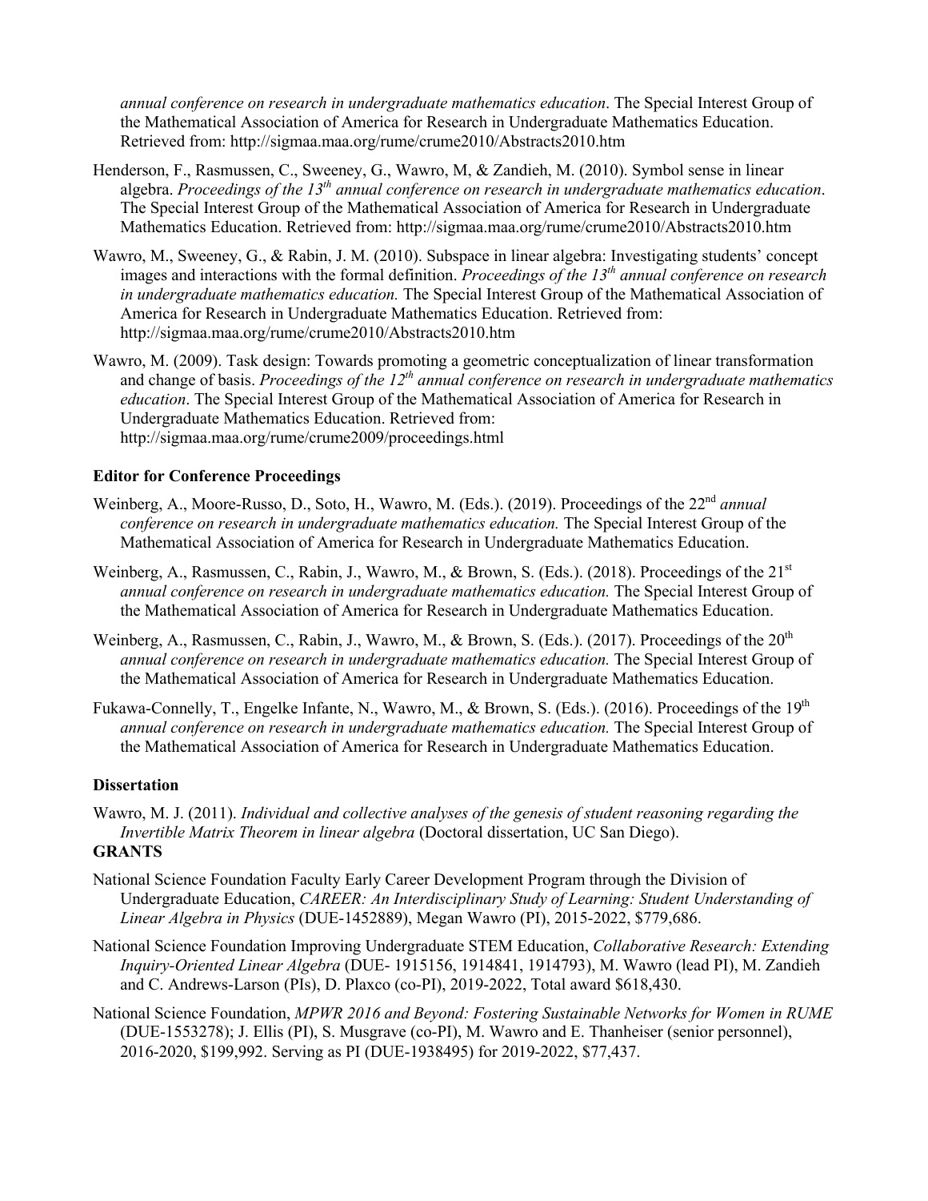*annual conference on research in undergraduate mathematics education*. The Special Interest Group of the Mathematical Association of America for Research in Undergraduate Mathematics Education. Retrieved from: http://sigmaa.maa.org/rume/crume2010/Abstracts2010.htm

Henderson, F., Rasmussen, C., Sweeney, G., Wawro, M, & Zandieh, M. (2010). Symbol sense in linear algebra. *Proceedings of the 13th annual conference on research in undergraduate mathematics education*. The Special Interest Group of the Mathematical Association of America for Research in Undergraduate Mathematics Education. Retrieved from: http://sigmaa.maa.org/rume/crume2010/Abstracts2010.htm

Wawro, M., Sweeney, G., & Rabin, J. M. (2010). Subspace in linear algebra: Investigating students' concept images and interactions with the formal definition. *Proceedings of the 13th annual conference on research in undergraduate mathematics education.* The Special Interest Group of the Mathematical Association of America for Research in Undergraduate Mathematics Education. Retrieved from: http://sigmaa.maa.org/rume/crume2010/Abstracts2010.htm

Wawro, M. (2009). Task design: Towards promoting a geometric conceptualization of linear transformation and change of basis. *Proceedings of the 12th annual conference on research in undergraduate mathematics education*. The Special Interest Group of the Mathematical Association of America for Research in Undergraduate Mathematics Education. Retrieved from: http://sigmaa.maa.org/rume/crume2009/proceedings.html

**Editor for Conference Proceedings**

Weinberg, A., Moore-Russo, D., Soto, H., Wawro, M. (Eds.). (2019). Proceedings of the 22nd *annual conference on research in undergraduate mathematics education.* The Special Interest Group of the Mathematical Association of America for Research in Undergraduate Mathematics Education.

Weinberg, A., Rasmussen, C., Rabin, J., Wawro, M., & Brown, S. (Eds.). (2018). Proceedings of the 21st *annual conference on research in undergraduate mathematics education.* The Special Interest Group of the Mathematical Association of America for Research in Undergraduate Mathematics Education.

Weinberg, A., Rasmussen, C., Rabin, J., Wawro, M., & Brown, S. (Eds.). (2017). Proceedings of the 20th *annual conference on research in undergraduate mathematics education.* The Special Interest Group of the Mathematical Association of America for Research in Undergraduate Mathematics Education.

Fukawa-Connelly, T., Engelke Infante, N., Wawro, M., & Brown, S. (Eds.). (2016). Proceedings of the 19th *annual conference on research in undergraduate mathematics education.* The Special Interest Group of the Mathematical Association of America for Research in Undergraduate Mathematics Education.

**Dissertation**

Wawro, M. J. (2011). *Individual and collective analyses of the genesis of student reasoning regarding the Invertible Matrix Theorem in linear algebra* (Doctoral dissertation, UC San Diego).

**GRANTS**

National Science Foundation Faculty Early Career Development Program through the Division of Undergraduate Education, *CAREER: An Interdisciplinary Study of Learning: Student Understanding of Linear Algebra in Physics* (DUE-1452889), Megan Wawro (PI), 2015-2022, $779,686.

National Science Foundation Improving Undergraduate STEM Education, *Collaborative Research: Extending Inquiry-Oriented Linear Algebra* (DUE- 1915156, 1914841, 1914793), M. Wawro (lead PI), M. Zandieh and C. Andrews-Larson (PIs), D. Plaxco (co-PI), 2019-2022, Total award $618,430.

National Science Foundation, *MPWR 2016 and Beyond: Fostering Sustainable Networks for Women in RUME* (DUE-1553278); J. Ellis (PI), S. Musgrave (co-PI), M. Wawro and E. Thanheiser (senior personnel), 2016-2020, $199,992. Serving as PI (DUE-1938495) for 2019-2022, $77,437.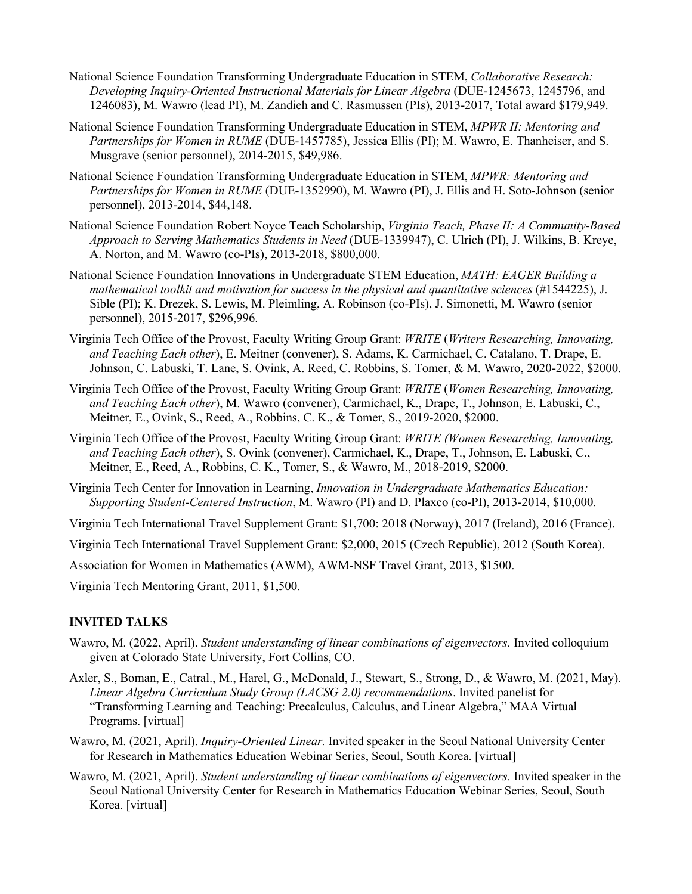National Science Foundation Transforming Undergraduate Education in STEM, *Collaborative Research: Developing Inquiry-Oriented Instructional Materials for Linear Algebra* (DUE-1245673, 1245796, and 1246083), M. Wawro (lead PI), M. Zandieh and C. Rasmussen (PIs), 2013-2017, Total award $179,949.

National Science Foundation Transforming Undergraduate Education in STEM, *MPWR II: Mentoring and Partnerships for Women in RUME* (DUE-1457785), Jessica Ellis (PI); M. Wawro, E. Thanheiser, and S. Musgrave (senior personnel), 2014-2015, $49,986.

National Science Foundation Transforming Undergraduate Education in STEM, *MPWR: Mentoring and Partnerships for Women in RUME* (DUE-1352990), M. Wawro (PI), J. Ellis and H. Soto-Johnson (senior personnel), 2013-2014, $44,148.

National Science Foundation Robert Noyce Teach Scholarship, *Virginia Teach, Phase II: A Community-Based Approach to Serving Mathematics Students in Need* (DUE-1339947), C. Ulrich (PI), J. Wilkins, B. Kreye, A. Norton, and M. Wawro (co-PIs), 2013-2018, $800,000.

National Science Foundation Innovations in Undergraduate STEM Education, *MATH: EAGER Building a mathematical toolkit and motivation for success in the physical and quantitative sciences* (#1544225), J. Sible (PI); K. Drezek, S. Lewis, M. Pleimling, A. Robinson (co-PIs), J. Simonetti, M. Wawro (senior personnel), 2015-2017, $296,996.

Virginia Tech Office of the Provost, Faculty Writing Group Grant: *WRITE* (*Writers Researching, Innovating, and Teaching Each other*), E. Meitner (convener), S. Adams, K. Carmichael, C. Catalano, T. Drape, E. Johnson, C. Labuski, T. Lane, S. Ovink, A. Reed, C. Robbins, S. Tomer, & M. Wawro, 2020-2022, $2000.

Virginia Tech Office of the Provost, Faculty Writing Group Grant: *WRITE* (*Women Researching, Innovating, and Teaching Each other*), M. Wawro (convener), Carmichael, K., Drape, T., Johnson, E. Labuski, C., Meitner, E., Ovink, S., Reed, A., Robbins, C. K., & Tomer, S., 2019-2020, $2000.

Virginia Tech Office of the Provost, Faculty Writing Group Grant: *WRITE (Women Researching, Innovating, and Teaching Each other*), S. Ovink (convener), Carmichael, K., Drape, T., Johnson, E. Labuski, C., Meitner, E., Reed, A., Robbins, C. K., Tomer, S., & Wawro, M., 2018-2019, $2000.

Virginia Tech Center for Innovation in Learning, *Innovation in Undergraduate Mathematics Education: Supporting Student-Centered Instruction*, M. Wawro (PI) and D. Plaxco (co-PI), 2013-2014, $10,000.

Virginia Tech International Travel Supplement Grant: $1,700: 2018 (Norway), 2017 (Ireland), 2016 (France).

Virginia Tech International Travel Supplement Grant: $2,000, 2015 (Czech Republic), 2012 (South Korea).

Association for Women in Mathematics (AWM), AWM-NSF Travel Grant, 2013, $1500.

Virginia Tech Mentoring Grant, 2011, $1,500.

## INVITED TALKS

Wawro, M. (2022, April). *Student understanding of linear combinations of eigenvectors.* Invited colloquium given at Colorado State University, Fort Collins, CO.

Axler, S., Boman, E., Catral., M., Harel, G., McDonald, J., Stewart, S., Strong, D., & Wawro, M. (2021, May). *Linear Algebra Curriculum Study Group (LACSG 2.0) recommendations*. Invited panelist for "Transforming Learning and Teaching: Precalculus, Calculus, and Linear Algebra," MAA Virtual Programs. [virtual]

Wawro, M. (2021, April). *Inquiry-Oriented Linear.* Invited speaker in the Seoul National University Center for Research in Mathematics Education Webinar Series, Seoul, South Korea. [virtual]

Wawro, M. (2021, April). *Student understanding of linear combinations of eigenvectors.* Invited speaker in the Seoul National University Center for Research in Mathematics Education Webinar Series, Seoul, South Korea. [virtual]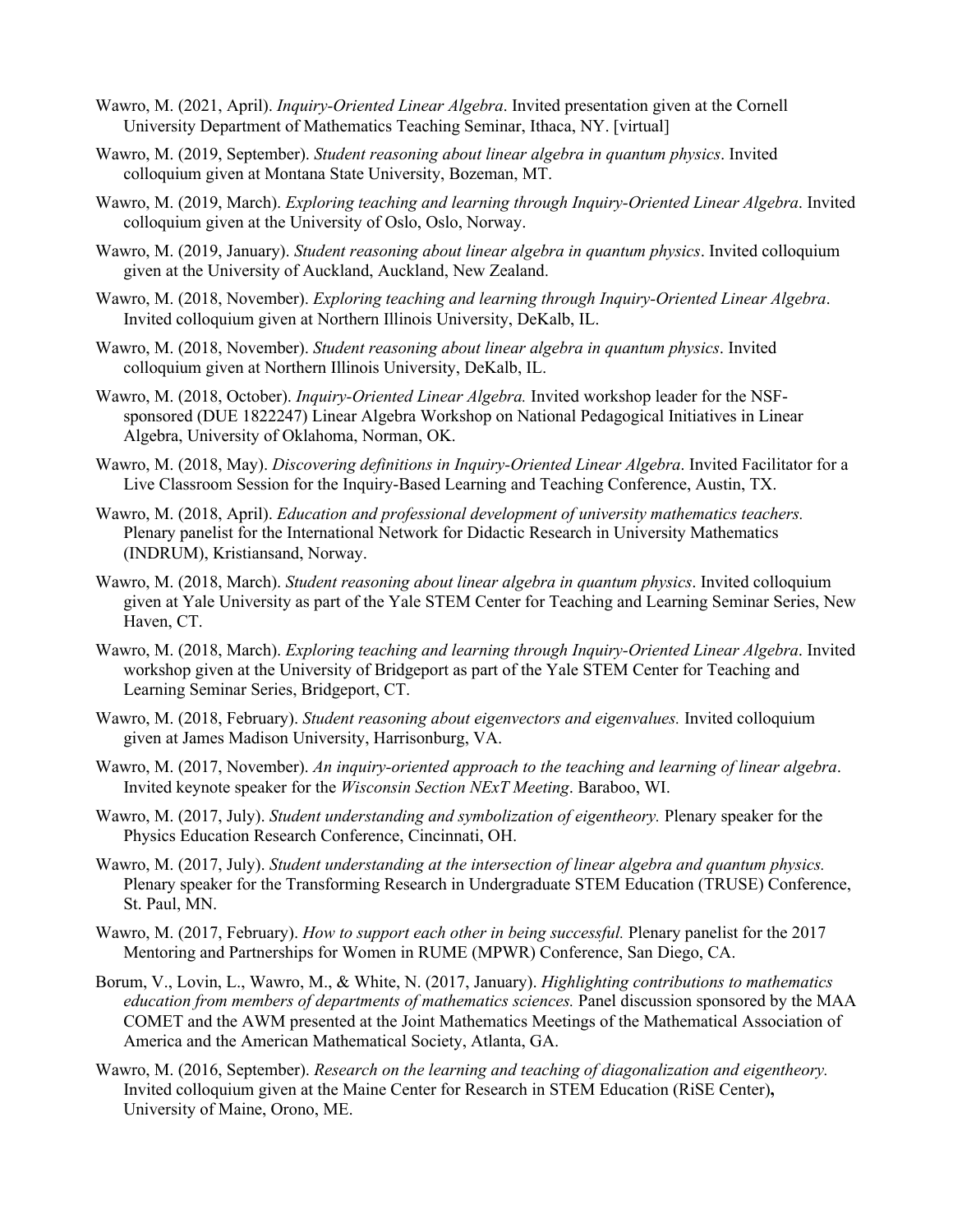Wawro, M. (2021, April). *Inquiry-Oriented Linear Algebra*. Invited presentation given at the Cornell University Department of Mathematics Teaching Seminar, Ithaca, NY. [virtual]

Wawro, M. (2019, September). *Student reasoning about linear algebra in quantum physics*. Invited colloquium given at Montana State University, Bozeman, MT.

Wawro, M. (2019, March). *Exploring teaching and learning through Inquiry-Oriented Linear Algebra*. Invited colloquium given at the University of Oslo, Oslo, Norway.

Wawro, M. (2019, January). *Student reasoning about linear algebra in quantum physics*. Invited colloquium given at the University of Auckland, Auckland, New Zealand.

Wawro, M. (2018, November). *Exploring teaching and learning through Inquiry-Oriented Linear Algebra*. Invited colloquium given at Northern Illinois University, DeKalb, IL.

Wawro, M. (2018, November). *Student reasoning about linear algebra in quantum physics*. Invited colloquium given at Northern Illinois University, DeKalb, IL.

Wawro, M. (2018, October). *Inquiry-Oriented Linear Algebra.* Invited workshop leader for the NSF-sponsored (DUE 1822247) Linear Algebra Workshop on National Pedagogical Initiatives in Linear Algebra, University of Oklahoma, Norman, OK.

Wawro, M. (2018, May). *Discovering definitions in Inquiry-Oriented Linear Algebra*. Invited Facilitator for a Live Classroom Session for the Inquiry-Based Learning and Teaching Conference, Austin, TX.

Wawro, M. (2018, April). *Education and professional development of university mathematics teachers.* Plenary panelist for the International Network for Didactic Research in University Mathematics (INDRUM), Kristiansand, Norway.

Wawro, M. (2018, March). *Student reasoning about linear algebra in quantum physics*. Invited colloquium given at Yale University as part of the Yale STEM Center for Teaching and Learning Seminar Series, New Haven, CT.

Wawro, M. (2018, March). *Exploring teaching and learning through Inquiry-Oriented Linear Algebra*. Invited workshop given at the University of Bridgeport as part of the Yale STEM Center for Teaching and Learning Seminar Series, Bridgeport, CT.

Wawro, M. (2018, February). *Student reasoning about eigenvectors and eigenvalues.* Invited colloquium given at James Madison University, Harrisonburg, VA.

Wawro, M. (2017, November). *An inquiry-oriented approach to the teaching and learning of linear algebra*. Invited keynote speaker for the *Wisconsin Section NExT Meeting*. Baraboo, WI.

Wawro, M. (2017, July). *Student understanding and symbolization of eigentheory.* Plenary speaker for the Physics Education Research Conference, Cincinnati, OH.

Wawro, M. (2017, July). *Student understanding at the intersection of linear algebra and quantum physics.* Plenary speaker for the Transforming Research in Undergraduate STEM Education (TRUSE) Conference, St. Paul, MN.

Wawro, M. (2017, February). *How to support each other in being successful.* Plenary panelist for the 2017 Mentoring and Partnerships for Women in RUME (MPWR) Conference, San Diego, CA.

Borum, V., Lovin, L., Wawro, M., & White, N. (2017, January). *Highlighting contributions to mathematics education from members of departments of mathematics sciences.* Panel discussion sponsored by the MAA COMET and the AWM presented at the Joint Mathematics Meetings of the Mathematical Association of America and the American Mathematical Society, Atlanta, GA.

Wawro, M. (2016, September). *Research on the learning and teaching of diagonalization and eigentheory.* Invited colloquium given at the Maine Center for Research in STEM Education (RiSE Center)**,** University of Maine, Orono, ME.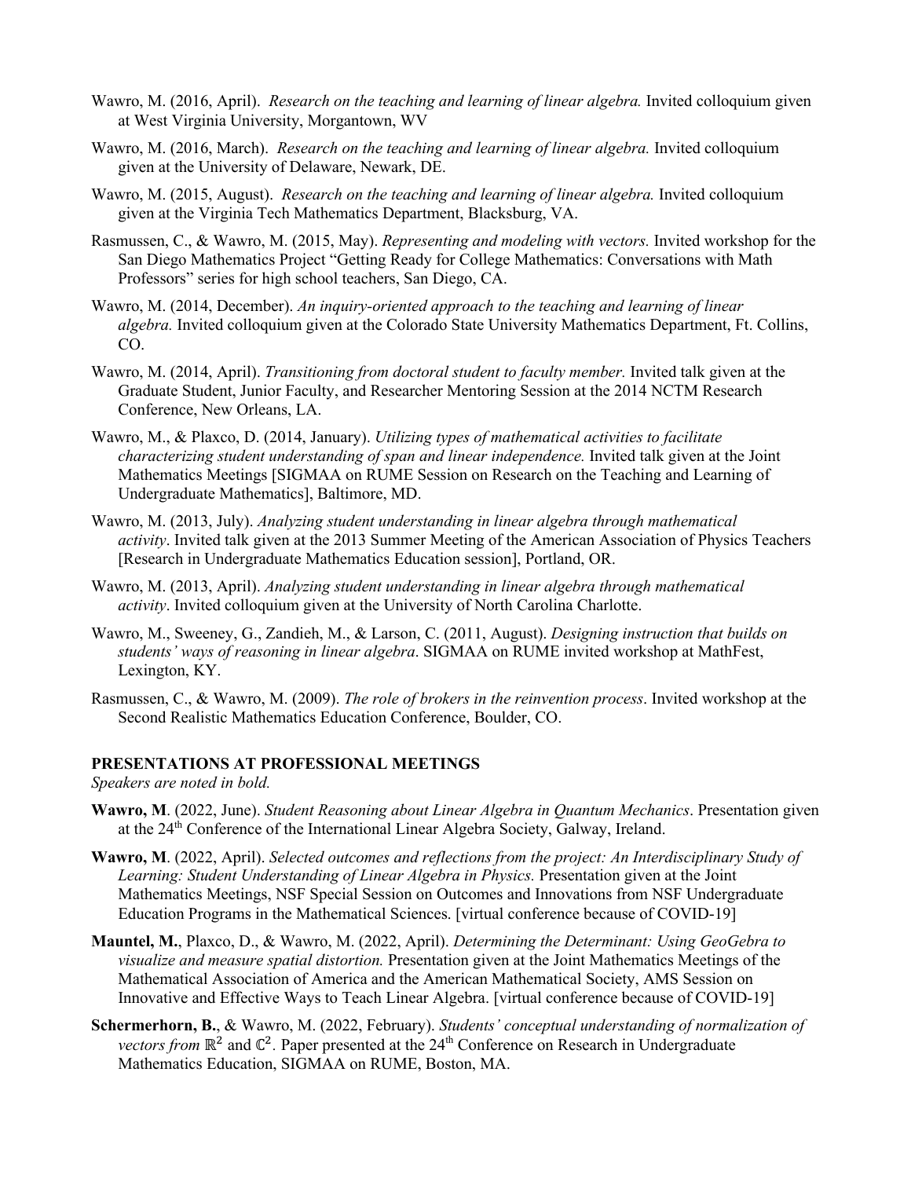Wawro, M. (2016, April). *Research on the teaching and learning of linear algebra.* Invited colloquium given at West Virginia University, Morgantown, WV

Wawro, M. (2016, March). *Research on the teaching and learning of linear algebra.* Invited colloquium given at the University of Delaware, Newark, DE.

Wawro, M. (2015, August). *Research on the teaching and learning of linear algebra.* Invited colloquium given at the Virginia Tech Mathematics Department, Blacksburg, VA.

Rasmussen, C., & Wawro, M. (2015, May). *Representing and modeling with vectors.* Invited workshop for the San Diego Mathematics Project "Getting Ready for College Mathematics: Conversations with Math Professors" series for high school teachers, San Diego, CA.

Wawro, M. (2014, December). *An inquiry-oriented approach to the teaching and learning of linear algebra.* Invited colloquium given at the Colorado State University Mathematics Department, Ft. Collins, CO.

Wawro, M. (2014, April). *Transitioning from doctoral student to faculty member.* Invited talk given at the Graduate Student, Junior Faculty, and Researcher Mentoring Session at the 2014 NCTM Research Conference, New Orleans, LA.

Wawro, M., & Plaxco, D. (2014, January). *Utilizing types of mathematical activities to facilitate characterizing student understanding of span and linear independence.* Invited talk given at the Joint Mathematics Meetings [SIGMAA on RUME Session on Research on the Teaching and Learning of Undergraduate Mathematics], Baltimore, MD.

Wawro, M. (2013, July). *Analyzing student understanding in linear algebra through mathematical activity*. Invited talk given at the 2013 Summer Meeting of the American Association of Physics Teachers [Research in Undergraduate Mathematics Education session], Portland, OR.

Wawro, M. (2013, April). *Analyzing student understanding in linear algebra through mathematical activity*. Invited colloquium given at the University of North Carolina Charlotte.

Wawro, M., Sweeney, G., Zandieh, M., & Larson, C. (2011, August). *Designing instruction that builds on students' ways of reasoning in linear algebra*. SIGMAA on RUME invited workshop at MathFest, Lexington, KY.

Rasmussen, C., & Wawro, M. (2009). *The role of brokers in the reinvention process*. Invited workshop at the Second Realistic Mathematics Education Conference, Boulder, CO.

## PRESENTATIONS AT PROFESSIONAL MEETINGS

*Speakers are noted in bold.*

**Wawro, M**. (2022, June). *Student Reasoning about Linear Algebra in Quantum Mechanics*. Presentation given at the 24th Conference of the International Linear Algebra Society, Galway, Ireland.

**Wawro, M**. (2022, April). *Selected outcomes and reflections from the project: An Interdisciplinary Study of Learning: Student Understanding of Linear Algebra in Physics.* Presentation given at the Joint Mathematics Meetings, NSF Special Session on Outcomes and Innovations from NSF Undergraduate Education Programs in the Mathematical Sciences. [virtual conference because of COVID-19]

**Mauntel, M.**, Plaxco, D., & Wawro, M. (2022, April). *Determining the Determinant: Using GeoGebra to visualize and measure spatial distortion.* Presentation given at the Joint Mathematics Meetings of the Mathematical Association of America and the American Mathematical Society, AMS Session on Innovative and Effective Ways to Teach Linear Algebra. [virtual conference because of COVID-19]

**Schermerhorn, B.**, & Wawro, M. (2022, February). *Students' conceptual understanding of normalization of vectors from* $\mathbb{R}^2$ *and* $\mathbb{C}^2$. Paper presented at the 24th Conference on Research in Undergraduate Mathematics Education, SIGMAA on RUME, Boston, MA.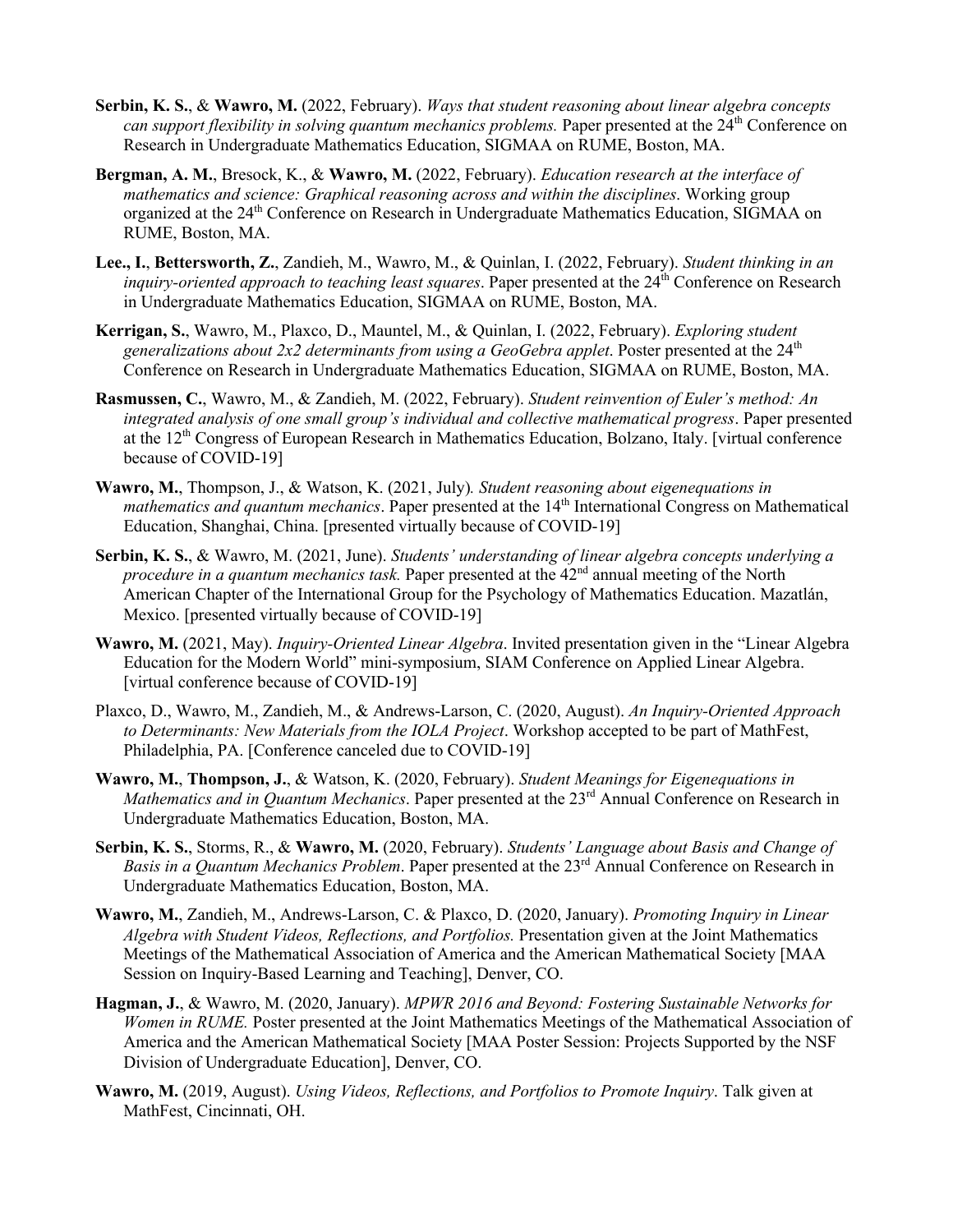**Serbin, K. S.**, & **Wawro, M.** (2022, February). *Ways that student reasoning about linear algebra concepts can support flexibility in solving quantum mechanics problems.* Paper presented at the 24th Conference on Research in Undergraduate Mathematics Education, SIGMAA on RUME, Boston, MA.

**Bergman, A. M.**, Bresock, K., & **Wawro, M.** (2022, February). *Education research at the interface of mathematics and science: Graphical reasoning across and within the disciplines*. Working group organized at the 24th Conference on Research in Undergraduate Mathematics Education, SIGMAA on RUME, Boston, MA.

**Lee., I.**, **Bettersworth, Z.**, Zandieh, M., Wawro, M., & Quinlan, I. (2022, February). *Student thinking in an inquiry-oriented approach to teaching least squares*. Paper presented at the 24th Conference on Research in Undergraduate Mathematics Education, SIGMAA on RUME, Boston, MA.

**Kerrigan, S.**, Wawro, M., Plaxco, D., Mauntel, M., & Quinlan, I. (2022, February). *Exploring student generalizations about 2x2 determinants from using a GeoGebra applet*. Poster presented at the 24th Conference on Research in Undergraduate Mathematics Education, SIGMAA on RUME, Boston, MA.

**Rasmussen, C.**, Wawro, M., & Zandieh, M. (2022, February). *Student reinvention of Euler's method: An integrated analysis of one small group's individual and collective mathematical progress*. Paper presented at the 12th Congress of European Research in Mathematics Education, Bolzano, Italy. [virtual conference because of COVID-19]

**Wawro, M.**, Thompson, J., & Watson, K. (2021, July)*. Student reasoning about eigenequations in mathematics and quantum mechanics*. Paper presented at the 14th International Congress on Mathematical Education, Shanghai, China. [presented virtually because of COVID-19]

**Serbin, K. S.**, & Wawro, M. (2021, June). *Students' understanding of linear algebra concepts underlying a procedure in a quantum mechanics task.* Paper presented at the 42nd annual meeting of the North American Chapter of the International Group for the Psychology of Mathematics Education. Mazatlán, Mexico. [presented virtually because of COVID-19]

**Wawro, M.** (2021, May). *Inquiry-Oriented Linear Algebra*. Invited presentation given in the "Linear Algebra Education for the Modern World" mini-symposium, SIAM Conference on Applied Linear Algebra. [virtual conference because of COVID-19]

Plaxco, D., Wawro, M., Zandieh, M., & Andrews-Larson, C. (2020, August). *An Inquiry-Oriented Approach to Determinants: New Materials from the IOLA Project*. Workshop accepted to be part of MathFest, Philadelphia, PA. [Conference canceled due to COVID-19]

**Wawro, M.**, **Thompson, J.**, & Watson, K. (2020, February). *Student Meanings for Eigenequations in Mathematics and in Quantum Mechanics*. Paper presented at the 23rd Annual Conference on Research in Undergraduate Mathematics Education, Boston, MA.

**Serbin, K. S.**, Storms, R., & **Wawro, M.** (2020, February). *Students' Language about Basis and Change of Basis in a Quantum Mechanics Problem*. Paper presented at the 23rd Annual Conference on Research in Undergraduate Mathematics Education, Boston, MA.

**Wawro, M.**, Zandieh, M., Andrews-Larson, C. & Plaxco, D. (2020, January). *Promoting Inquiry in Linear Algebra with Student Videos, Reflections, and Portfolios.* Presentation given at the Joint Mathematics Meetings of the Mathematical Association of America and the American Mathematical Society [MAA Session on Inquiry-Based Learning and Teaching], Denver, CO.

**Hagman, J.**, & Wawro, M. (2020, January). *MPWR 2016 and Beyond: Fostering Sustainable Networks for Women in RUME.* Poster presented at the Joint Mathematics Meetings of the Mathematical Association of America and the American Mathematical Society [MAA Poster Session: Projects Supported by the NSF Division of Undergraduate Education], Denver, CO.

**Wawro, M.** (2019, August). *Using Videos, Reflections, and Portfolios to Promote Inquiry*. Talk given at MathFest, Cincinnati, OH.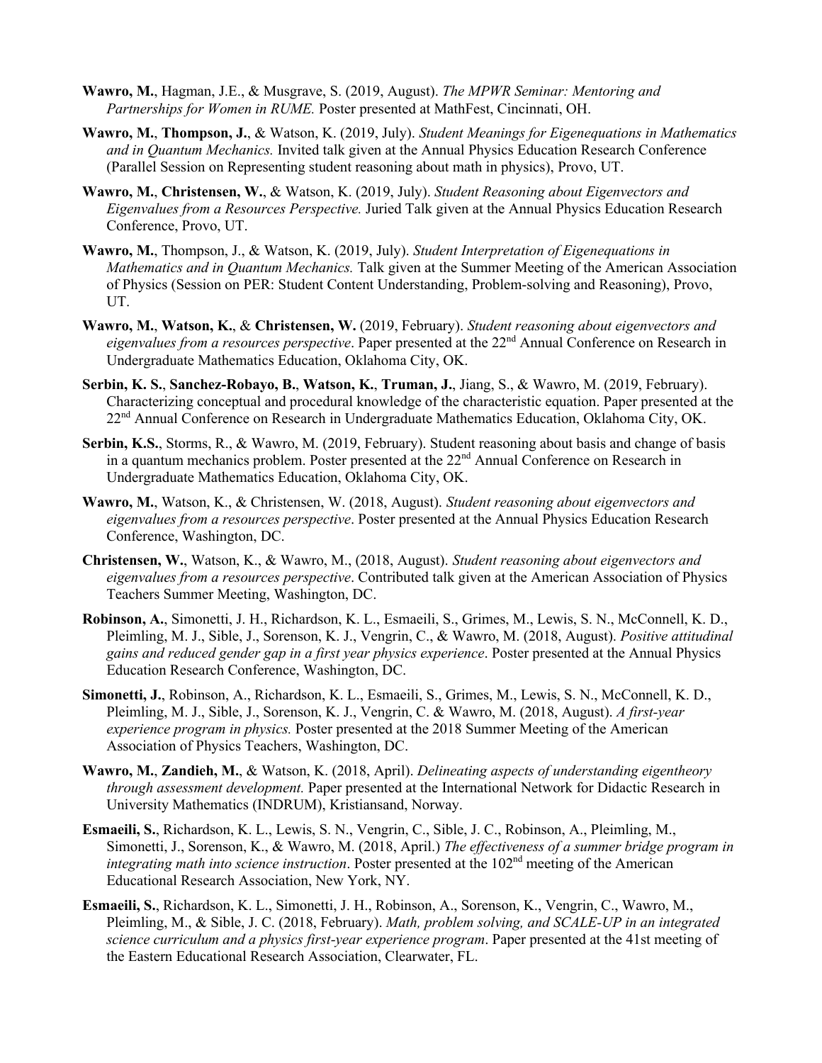**Wawro, M.**, Hagman, J.E., & Musgrave, S. (2019, August). *The MPWR Seminar: Mentoring and Partnerships for Women in RUME.* Poster presented at MathFest, Cincinnati, OH.

**Wawro, M.**, **Thompson, J.**, & Watson, K. (2019, July). *Student Meanings for Eigenequations in Mathematics and in Quantum Mechanics.* Invited talk given at the Annual Physics Education Research Conference (Parallel Session on Representing student reasoning about math in physics), Provo, UT.

**Wawro, M.**, **Christensen, W.**, & Watson, K. (2019, July). *Student Reasoning about Eigenvectors and Eigenvalues from a Resources Perspective.* Juried Talk given at the Annual Physics Education Research Conference, Provo, UT.

**Wawro, M.**, Thompson, J., & Watson, K. (2019, July). *Student Interpretation of Eigenequations in Mathematics and in Quantum Mechanics.* Talk given at the Summer Meeting of the American Association of Physics (Session on PER: Student Content Understanding, Problem-solving and Reasoning), Provo, UT.

**Wawro, M.**, **Watson, K.**, & **Christensen, W.** (2019, February). *Student reasoning about eigenvectors and eigenvalues from a resources perspective*. Paper presented at the 22nd Annual Conference on Research in Undergraduate Mathematics Education, Oklahoma City, OK.

**Serbin, K. S.**, **Sanchez-Robayo, B.**, **Watson, K.**, **Truman, J.**, Jiang, S., & Wawro, M. (2019, February). Characterizing conceptual and procedural knowledge of the characteristic equation. Paper presented at the 22nd Annual Conference on Research in Undergraduate Mathematics Education, Oklahoma City, OK.

**Serbin, K.S.**, Storms, R., & Wawro, M. (2019, February). Student reasoning about basis and change of basis in a quantum mechanics problem. Poster presented at the 22nd Annual Conference on Research in Undergraduate Mathematics Education, Oklahoma City, OK.

**Wawro, M.**, Watson, K., & Christensen, W. (2018, August). *Student reasoning about eigenvectors and eigenvalues from a resources perspective*. Poster presented at the Annual Physics Education Research Conference, Washington, DC.

**Christensen, W.**, Watson, K., & Wawro, M., (2018, August). *Student reasoning about eigenvectors and eigenvalues from a resources perspective*. Contributed talk given at the American Association of Physics Teachers Summer Meeting, Washington, DC.

**Robinson, A.**, Simonetti, J. H., Richardson, K. L., Esmaeili, S., Grimes, M., Lewis, S. N., McConnell, K. D., Pleimling, M. J., Sible, J., Sorenson, K. J., Vengrin, C., & Wawro, M. (2018, August). *Positive attitudinal gains and reduced gender gap in a first year physics experience*. Poster presented at the Annual Physics Education Research Conference, Washington, DC.

**Simonetti, J.**, Robinson, A., Richardson, K. L., Esmaeili, S., Grimes, M., Lewis, S. N., McConnell, K. D., Pleimling, M. J., Sible, J., Sorenson, K. J., Vengrin, C. & Wawro, M. (2018, August). *A first-year experience program in physics.* Poster presented at the 2018 Summer Meeting of the American Association of Physics Teachers, Washington, DC.

**Wawro, M.**, **Zandieh, M.**, & Watson, K. (2018, April). *Delineating aspects of understanding eigentheory through assessment development.* Paper presented at the International Network for Didactic Research in University Mathematics (INDRUM), Kristiansand, Norway.

**Esmaeili, S.**, Richardson, K. L., Lewis, S. N., Vengrin, C., Sible, J. C., Robinson, A., Pleimling, M., Simonetti, J., Sorenson, K., & Wawro, M. (2018, April.) *The effectiveness of a summer bridge program in integrating math into science instruction*. Poster presented at the 102nd meeting of the American Educational Research Association, New York, NY.

**Esmaeili, S.**, Richardson, K. L., Simonetti, J. H., Robinson, A., Sorenson, K., Vengrin, C., Wawro, M., Pleimling, M., & Sible, J. C. (2018, February). *Math, problem solving, and SCALE-UP in an integrated science curriculum and a physics first-year experience program*. Paper presented at the 41st meeting of the Eastern Educational Research Association, Clearwater, FL.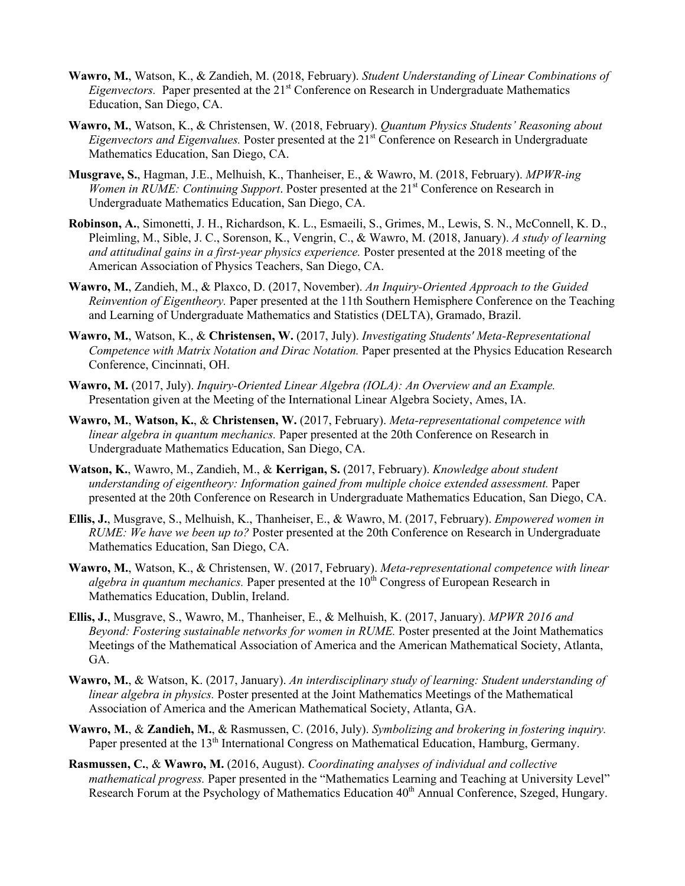**Wawro, M.**, Watson, K., & Zandieh, M. (2018, February). *Student Understanding of Linear Combinations of Eigenvectors.* Paper presented at the 21st Conference on Research in Undergraduate Mathematics Education, San Diego, CA.

**Wawro, M.**, Watson, K., & Christensen, W. (2018, February). *Quantum Physics Students' Reasoning about Eigenvectors and Eigenvalues.* Poster presented at the 21st Conference on Research in Undergraduate Mathematics Education, San Diego, CA.

**Musgrave, S.**, Hagman, J.E., Melhuish, K., Thanheiser, E., & Wawro, M. (2018, February). *MPWR-ing Women in RUME: Continuing Support*. Poster presented at the 21st Conference on Research in Undergraduate Mathematics Education, San Diego, CA.

**Robinson, A.**, Simonetti, J. H., Richardson, K. L., Esmaeili, S., Grimes, M., Lewis, S. N., McConnell, K. D., Pleimling, M., Sible, J. C., Sorenson, K., Vengrin, C., & Wawro, M. (2018, January). *A study of learning and attitudinal gains in a first-year physics experience.* Poster presented at the 2018 meeting of the American Association of Physics Teachers, San Diego, CA.

**Wawro, M.**, Zandieh, M., & Plaxco, D. (2017, November). *An Inquiry-Oriented Approach to the Guided Reinvention of Eigentheory.* Paper presented at the 11th Southern Hemisphere Conference on the Teaching and Learning of Undergraduate Mathematics and Statistics (DELTA), Gramado, Brazil.

**Wawro, M.**, Watson, K., & **Christensen, W.** (2017, July). *Investigating Students' Meta-Representational Competence with Matrix Notation and Dirac Notation.* Paper presented at the Physics Education Research Conference, Cincinnati, OH.

**Wawro, M.** (2017, July). *Inquiry-Oriented Linear Algebra (IOLA): An Overview and an Example.* Presentation given at the Meeting of the International Linear Algebra Society, Ames, IA.

**Wawro, M.**, **Watson, K.**, & **Christensen, W.** (2017, February). *Meta-representational competence with linear algebra in quantum mechanics.* Paper presented at the 20th Conference on Research in Undergraduate Mathematics Education, San Diego, CA.

**Watson, K.**, Wawro, M., Zandieh, M., & **Kerrigan, S.** (2017, February). *Knowledge about student understanding of eigentheory: Information gained from multiple choice extended assessment.* Paper presented at the 20th Conference on Research in Undergraduate Mathematics Education, San Diego, CA.

**Ellis, J.**, Musgrave, S., Melhuish, K., Thanheiser, E., & Wawro, M. (2017, February). *Empowered women in RUME: We have we been up to?* Poster presented at the 20th Conference on Research in Undergraduate Mathematics Education, San Diego, CA.

**Wawro, M.**, Watson, K., & Christensen, W. (2017, February). *Meta-representational competence with linear algebra in quantum mechanics.* Paper presented at the 10th Congress of European Research in Mathematics Education, Dublin, Ireland.

**Ellis, J.**, Musgrave, S., Wawro, M., Thanheiser, E., & Melhuish, K. (2017, January). *MPWR 2016 and Beyond: Fostering sustainable networks for women in RUME.* Poster presented at the Joint Mathematics Meetings of the Mathematical Association of America and the American Mathematical Society, Atlanta, GA.

**Wawro, M.**, & Watson, K. (2017, January). *An interdisciplinary study of learning: Student understanding of linear algebra in physics.* Poster presented at the Joint Mathematics Meetings of the Mathematical Association of America and the American Mathematical Society, Atlanta, GA.

**Wawro, M.**, & **Zandieh, M.**, & Rasmussen, C. (2016, July). *Symbolizing and brokering in fostering inquiry.* Paper presented at the 13th International Congress on Mathematical Education, Hamburg, Germany.

**Rasmussen, C.**, & **Wawro, M.** (2016, August). *Coordinating analyses of individual and collective mathematical progress.* Paper presented in the "Mathematics Learning and Teaching at University Level" Research Forum at the Psychology of Mathematics Education 40th Annual Conference, Szeged, Hungary.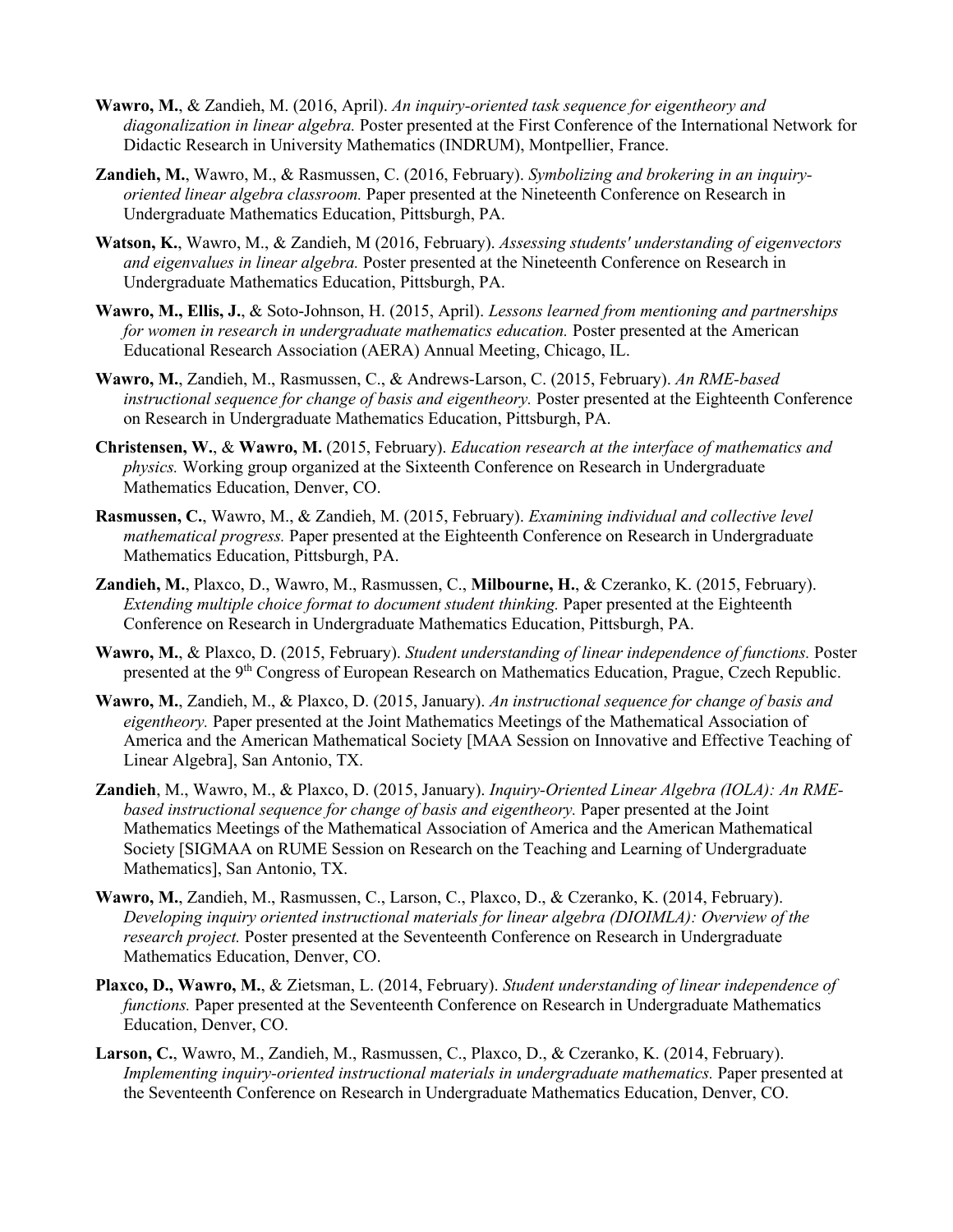**Wawro, M.**, & Zandieh, M. (2016, April). *An inquiry-oriented task sequence for eigentheory and diagonalization in linear algebra.* Poster presented at the First Conference of the International Network for Didactic Research in University Mathematics (INDRUM), Montpellier, France.

**Zandieh, M.**, Wawro, M., & Rasmussen, C. (2016, February). *Symbolizing and brokering in an inquiry-oriented linear algebra classroom.* Paper presented at the Nineteenth Conference on Research in Undergraduate Mathematics Education, Pittsburgh, PA.

**Watson, K.**, Wawro, M., & Zandieh, M (2016, February). *Assessing students' understanding of eigenvectors and eigenvalues in linear algebra.* Poster presented at the Nineteenth Conference on Research in Undergraduate Mathematics Education, Pittsburgh, PA.

**Wawro, M., Ellis, J.**, & Soto-Johnson, H. (2015, April). *Lessons learned from mentioning and partnerships for women in research in undergraduate mathematics education.* Poster presented at the American Educational Research Association (AERA) Annual Meeting, Chicago, IL.

**Wawro, M.**, Zandieh, M., Rasmussen, C., & Andrews-Larson, C. (2015, February). *An RME-based instructional sequence for change of basis and eigentheory.* Poster presented at the Eighteenth Conference on Research in Undergraduate Mathematics Education, Pittsburgh, PA.

**Christensen, W.**, & **Wawro, M.** (2015, February). *Education research at the interface of mathematics and physics.* Working group organized at the Sixteenth Conference on Research in Undergraduate Mathematics Education, Denver, CO.

**Rasmussen, C.**, Wawro, M., & Zandieh, M. (2015, February). *Examining individual and collective level mathematical progress.* Paper presented at the Eighteenth Conference on Research in Undergraduate Mathematics Education, Pittsburgh, PA.

**Zandieh, M.**, Plaxco, D., Wawro, M., Rasmussen, C., **Milbourne, H.**, & Czeranko, K. (2015, February). *Extending multiple choice format to document student thinking.* Paper presented at the Eighteenth Conference on Research in Undergraduate Mathematics Education, Pittsburgh, PA.

**Wawro, M.**, & Plaxco, D. (2015, February). *Student understanding of linear independence of functions.* Poster presented at the 9th Congress of European Research on Mathematics Education, Prague, Czech Republic.

**Wawro, M.**, Zandieh, M., & Plaxco, D. (2015, January). *An instructional sequence for change of basis and eigentheory.* Paper presented at the Joint Mathematics Meetings of the Mathematical Association of America and the American Mathematical Society [MAA Session on Innovative and Effective Teaching of Linear Algebra], San Antonio, TX.

**Zandieh**, M., Wawro, M., & Plaxco, D. (2015, January). *Inquiry-Oriented Linear Algebra (IOLA): An RME-based instructional sequence for change of basis and eigentheory.* Paper presented at the Joint Mathematics Meetings of the Mathematical Association of America and the American Mathematical Society [SIGMAA on RUME Session on Research on the Teaching and Learning of Undergraduate Mathematics], San Antonio, TX.

**Wawro, M.**, Zandieh, M., Rasmussen, C., Larson, C., Plaxco, D., & Czeranko, K. (2014, February). *Developing inquiry oriented instructional materials for linear algebra (DIOIMLA): Overview of the research project.* Poster presented at the Seventeenth Conference on Research in Undergraduate Mathematics Education, Denver, CO.

**Plaxco, D., Wawro, M.**, & Zietsman, L. (2014, February). *Student understanding of linear independence of functions.* Paper presented at the Seventeenth Conference on Research in Undergraduate Mathematics Education, Denver, CO.

**Larson, C.**, Wawro, M., Zandieh, M., Rasmussen, C., Plaxco, D., & Czeranko, K. (2014, February). *Implementing inquiry-oriented instructional materials in undergraduate mathematics.* Paper presented at the Seventeenth Conference on Research in Undergraduate Mathematics Education, Denver, CO.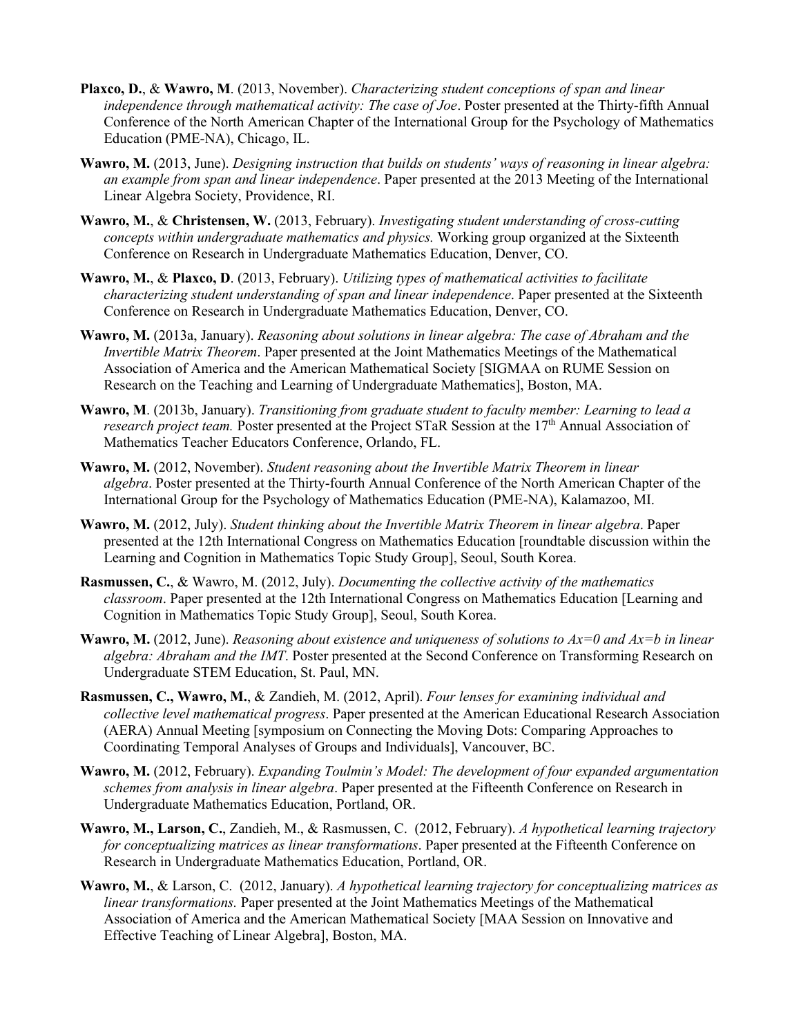**Plaxco, D.**, & **Wawro, M**. (2013, November). *Characterizing student conceptions of span and linear independence through mathematical activity: The case of Joe*. Poster presented at the Thirty-fifth Annual Conference of the North American Chapter of the International Group for the Psychology of Mathematics Education (PME-NA), Chicago, IL.

**Wawro, M.** (2013, June). *Designing instruction that builds on students' ways of reasoning in linear algebra: an example from span and linear independence*. Paper presented at the 2013 Meeting of the International Linear Algebra Society, Providence, RI.

**Wawro, M.**, & **Christensen, W.** (2013, February). *Investigating student understanding of cross-cutting concepts within undergraduate mathematics and physics.* Working group organized at the Sixteenth Conference on Research in Undergraduate Mathematics Education, Denver, CO.

**Wawro, M.**, & **Plaxco, D**. (2013, February). *Utilizing types of mathematical activities to facilitate characterizing student understanding of span and linear independence*. Paper presented at the Sixteenth Conference on Research in Undergraduate Mathematics Education, Denver, CO.

**Wawro, M.** (2013a, January). *Reasoning about solutions in linear algebra: The case of Abraham and the Invertible Matrix Theorem*. Paper presented at the Joint Mathematics Meetings of the Mathematical Association of America and the American Mathematical Society [SIGMAA on RUME Session on Research on the Teaching and Learning of Undergraduate Mathematics], Boston, MA.

**Wawro, M**. (2013b, January). *Transitioning from graduate student to faculty member: Learning to lead a research project team.* Poster presented at the Project STaR Session at the 17th Annual Association of Mathematics Teacher Educators Conference, Orlando, FL.

**Wawro, M.** (2012, November). *Student reasoning about the Invertible Matrix Theorem in linear algebra*. Poster presented at the Thirty-fourth Annual Conference of the North American Chapter of the International Group for the Psychology of Mathematics Education (PME-NA), Kalamazoo, MI.

**Wawro, M.** (2012, July). *Student thinking about the Invertible Matrix Theorem in linear algebra*. Paper presented at the 12th International Congress on Mathematics Education [roundtable discussion within the Learning and Cognition in Mathematics Topic Study Group], Seoul, South Korea.

**Rasmussen, C.**, & Wawro, M. (2012, July). *Documenting the collective activity of the mathematics classroom*. Paper presented at the 12th International Congress on Mathematics Education [Learning and Cognition in Mathematics Topic Study Group], Seoul, South Korea.

**Wawro, M.** (2012, June). *Reasoning about existence and uniqueness of solutions to Ax=0 and Ax=b in linear algebra: Abraham and the IMT*. Poster presented at the Second Conference on Transforming Research on Undergraduate STEM Education, St. Paul, MN.

**Rasmussen, C., Wawro, M.**, & Zandieh, M. (2012, April). *Four lenses for examining individual and collective level mathematical progress*. Paper presented at the American Educational Research Association (AERA) Annual Meeting [symposium on Connecting the Moving Dots: Comparing Approaches to Coordinating Temporal Analyses of Groups and Individuals], Vancouver, BC.

**Wawro, M.** (2012, February). *Expanding Toulmin's Model: The development of four expanded argumentation schemes from analysis in linear algebra*. Paper presented at the Fifteenth Conference on Research in Undergraduate Mathematics Education, Portland, OR.

**Wawro, M., Larson, C.**, Zandieh, M., & Rasmussen, C. (2012, February). *A hypothetical learning trajectory for conceptualizing matrices as linear transformations*. Paper presented at the Fifteenth Conference on Research in Undergraduate Mathematics Education, Portland, OR.

**Wawro, M.**, & Larson, C. (2012, January). *A hypothetical learning trajectory for conceptualizing matrices as linear transformations.* Paper presented at the Joint Mathematics Meetings of the Mathematical Association of America and the American Mathematical Society [MAA Session on Innovative and Effective Teaching of Linear Algebra], Boston, MA.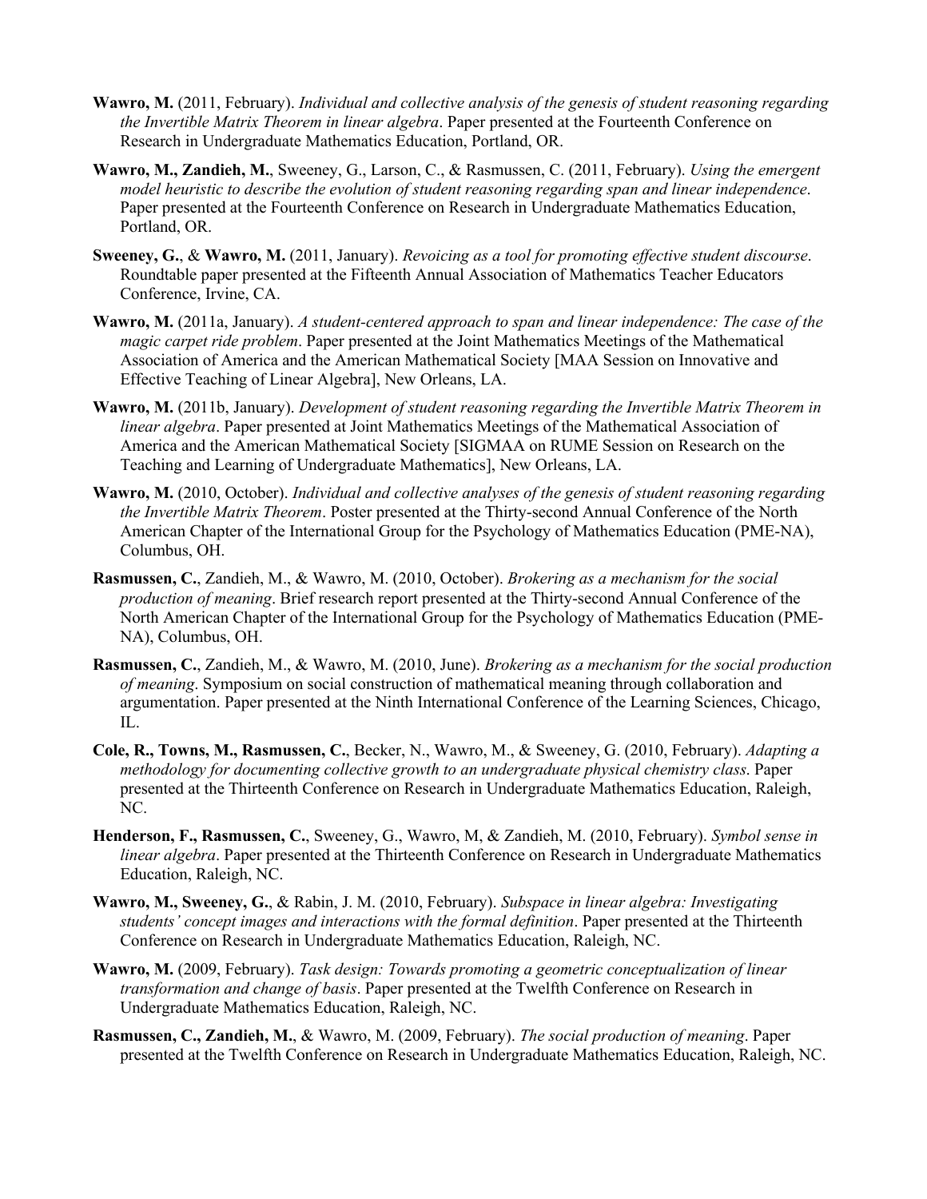**Wawro, M.** (2011, February). *Individual and collective analysis of the genesis of student reasoning regarding the Invertible Matrix Theorem in linear algebra*. Paper presented at the Fourteenth Conference on Research in Undergraduate Mathematics Education, Portland, OR.

**Wawro, M., Zandieh, M.**, Sweeney, G., Larson, C., & Rasmussen, C. (2011, February). *Using the emergent model heuristic to describe the evolution of student reasoning regarding span and linear independence*. Paper presented at the Fourteenth Conference on Research in Undergraduate Mathematics Education, Portland, OR.

**Sweeney, G.**, & **Wawro, M.** (2011, January). *Revoicing as a tool for promoting effective student discourse*. Roundtable paper presented at the Fifteenth Annual Association of Mathematics Teacher Educators Conference, Irvine, CA.

**Wawro, M.** (2011a, January). *A student-centered approach to span and linear independence: The case of the magic carpet ride problem*. Paper presented at the Joint Mathematics Meetings of the Mathematical Association of America and the American Mathematical Society [MAA Session on Innovative and Effective Teaching of Linear Algebra], New Orleans, LA.

**Wawro, M.** (2011b, January). *Development of student reasoning regarding the Invertible Matrix Theorem in linear algebra*. Paper presented at Joint Mathematics Meetings of the Mathematical Association of America and the American Mathematical Society [SIGMAA on RUME Session on Research on the Teaching and Learning of Undergraduate Mathematics], New Orleans, LA.

**Wawro, M.** (2010, October). *Individual and collective analyses of the genesis of student reasoning regarding the Invertible Matrix Theorem*. Poster presented at the Thirty-second Annual Conference of the North American Chapter of the International Group for the Psychology of Mathematics Education (PME-NA), Columbus, OH.

**Rasmussen, C.**, Zandieh, M., & Wawro, M. (2010, October). *Brokering as a mechanism for the social production of meaning*. Brief research report presented at the Thirty-second Annual Conference of the North American Chapter of the International Group for the Psychology of Mathematics Education (PME-NA), Columbus, OH.

**Rasmussen, C.**, Zandieh, M., & Wawro, M. (2010, June). *Brokering as a mechanism for the social production of meaning*. Symposium on social construction of mathematical meaning through collaboration and argumentation. Paper presented at the Ninth International Conference of the Learning Sciences, Chicago, IL.

**Cole, R., Towns, M., Rasmussen, C.**, Becker, N., Wawro, M., & Sweeney, G. (2010, February). *Adapting a methodology for documenting collective growth to an undergraduate physical chemistry class*. Paper presented at the Thirteenth Conference on Research in Undergraduate Mathematics Education, Raleigh, NC.

**Henderson, F., Rasmussen, C.**, Sweeney, G., Wawro, M, & Zandieh, M. (2010, February). *Symbol sense in linear algebra*. Paper presented at the Thirteenth Conference on Research in Undergraduate Mathematics Education, Raleigh, NC.

**Wawro, M., Sweeney, G.**, & Rabin, J. M. (2010, February). *Subspace in linear algebra: Investigating students' concept images and interactions with the formal definition*. Paper presented at the Thirteenth Conference on Research in Undergraduate Mathematics Education, Raleigh, NC.

**Wawro, M.** (2009, February). *Task design: Towards promoting a geometric conceptualization of linear transformation and change of basis*. Paper presented at the Twelfth Conference on Research in Undergraduate Mathematics Education, Raleigh, NC.

**Rasmussen, C., Zandieh, M.**, & Wawro, M. (2009, February). *The social production of meaning*. Paper presented at the Twelfth Conference on Research in Undergraduate Mathematics Education, Raleigh, NC.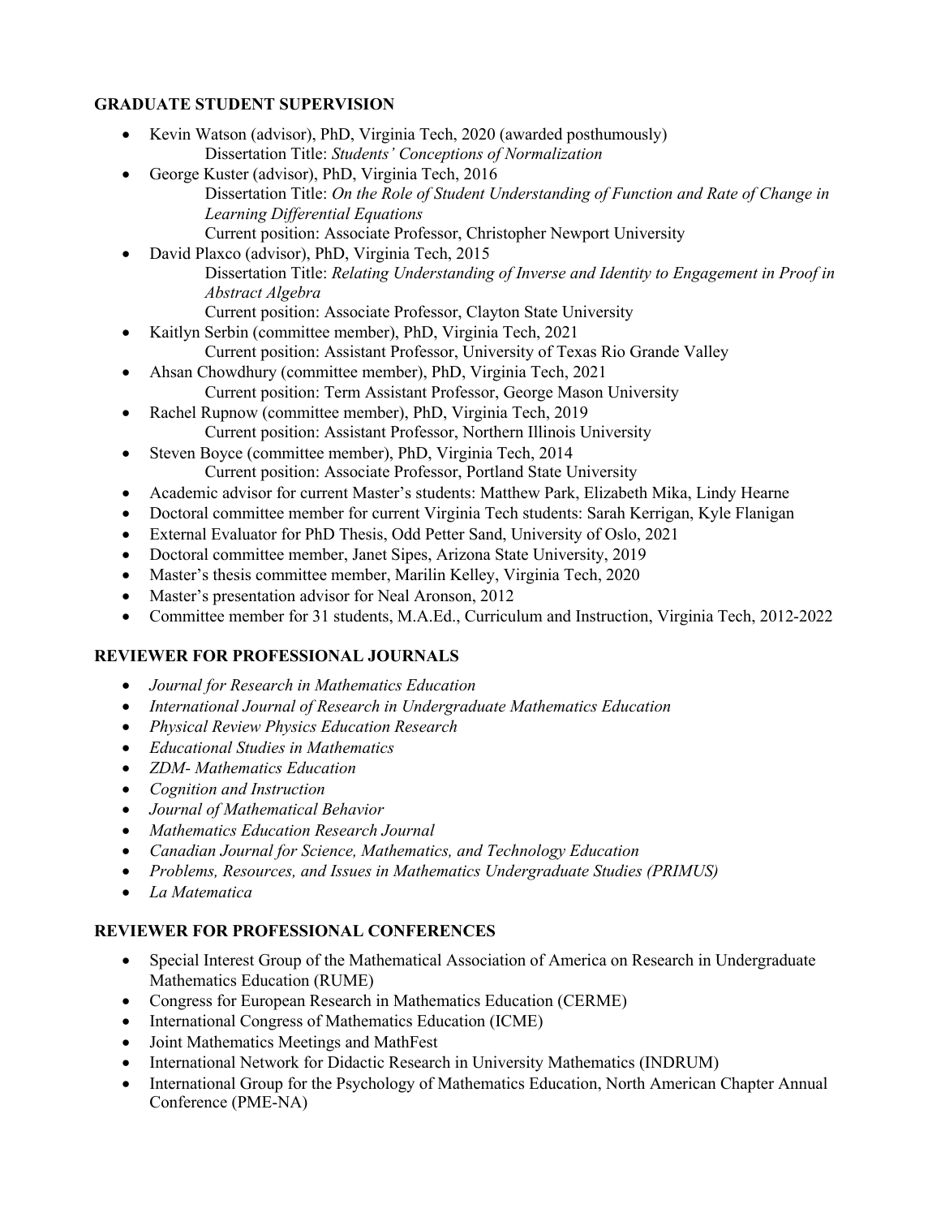## GRADUATE STUDENT SUPERVISION

- Kevin Watson (advisor), PhD, Virginia Tech, 2020 (awarded posthumously)
  Dissertation Title: *Students' Conceptions of Normalization*
- George Kuster (advisor), PhD, Virginia Tech, 2016
  Dissertation Title: *On the Role of Student Understanding of Function and Rate of Change in Learning Differential Equations*
  Current position: Associate Professor, Christopher Newport University
- David Plaxco (advisor), PhD, Virginia Tech, 2015
  Dissertation Title: *Relating Understanding of Inverse and Identity to Engagement in Proof in Abstract Algebra*
  Current position: Associate Professor, Clayton State University
- Kaitlyn Serbin (committee member), PhD, Virginia Tech, 2021
  Current position: Assistant Professor, University of Texas Rio Grande Valley
- Ahsan Chowdhury (committee member), PhD, Virginia Tech, 2021
  Current position: Term Assistant Professor, George Mason University
- Rachel Rupnow (committee member), PhD, Virginia Tech, 2019
  Current position: Assistant Professor, Northern Illinois University
- Steven Boyce (committee member), PhD, Virginia Tech, 2014
  Current position: Associate Professor, Portland State University
- Academic advisor for current Master's students: Matthew Park, Elizabeth Mika, Lindy Hearne
- Doctoral committee member for current Virginia Tech students: Sarah Kerrigan, Kyle Flanigan
- External Evaluator for PhD Thesis, Odd Petter Sand, University of Oslo, 2021
- Doctoral committee member, Janet Sipes, Arizona State University, 2019
- Master's thesis committee member, Marilin Kelley, Virginia Tech, 2020
- Master's presentation advisor for Neal Aronson, 2012
- Committee member for 31 students, M.A.Ed., Curriculum and Instruction, Virginia Tech, 2012-2022

## REVIEWER FOR PROFESSIONAL JOURNALS

- *Journal for Research in Mathematics Education*
- *International Journal of Research in Undergraduate Mathematics Education*
- *Physical Review Physics Education Research*
- *Educational Studies in Mathematics*
- *ZDM- Mathematics Education*
- *Cognition and Instruction*
- *Journal of Mathematical Behavior*
- *Mathematics Education Research Journal*
- *Canadian Journal for Science, Mathematics, and Technology Education*
- *Problems, Resources, and Issues in Mathematics Undergraduate Studies (PRIMUS)*
- *La Matematica*

## REVIEWER FOR PROFESSIONAL CONFERENCES

- Special Interest Group of the Mathematical Association of America on Research in Undergraduate Mathematics Education (RUME)
- Congress for European Research in Mathematics Education (CERME)
- International Congress of Mathematics Education (ICME)
- Joint Mathematics Meetings and MathFest
- International Network for Didactic Research in University Mathematics (INDRUM)
- International Group for the Psychology of Mathematics Education, North American Chapter Annual Conference (PME-NA)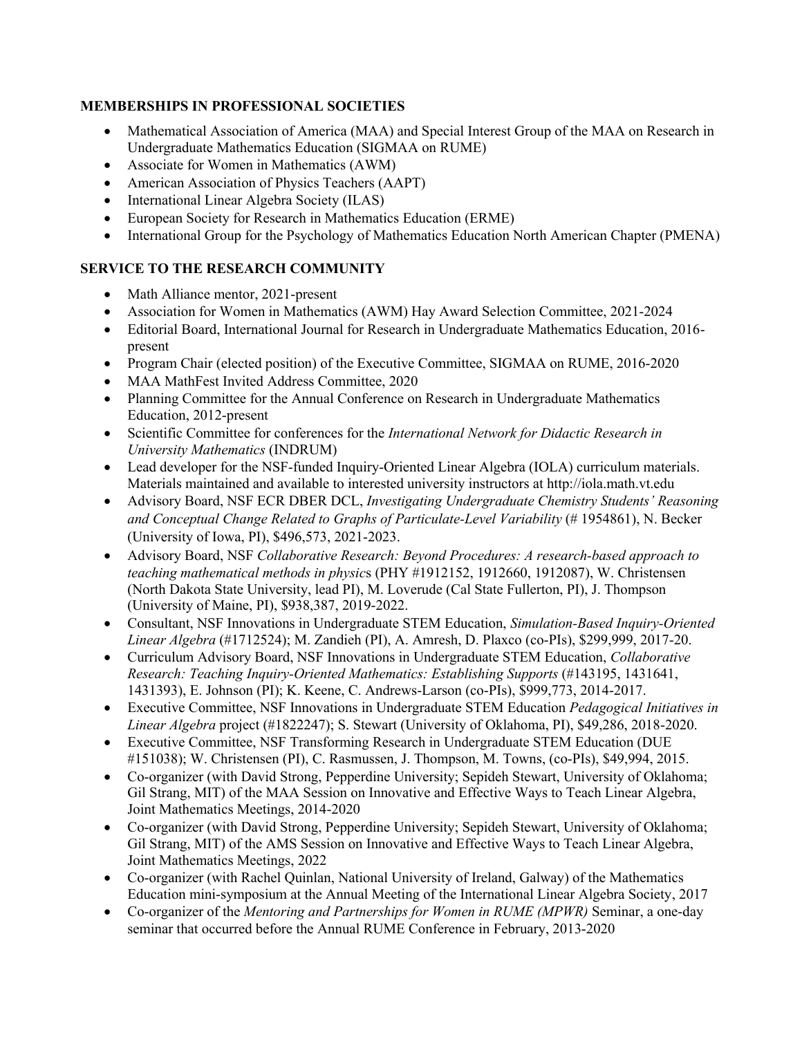## MEMBERSHIPS IN PROFESSIONAL SOCIETIES

- Mathematical Association of America (MAA) and Special Interest Group of the MAA on Research in Undergraduate Mathematics Education (SIGMAA on RUME)
- Associate for Women in Mathematics (AWM)
- American Association of Physics Teachers (AAPT)
- International Linear Algebra Society (ILAS)
- European Society for Research in Mathematics Education (ERME)
- International Group for the Psychology of Mathematics Education North American Chapter (PMENA)

## SERVICE TO THE RESEARCH COMMUNITY

- Math Alliance mentor, 2021-present
- Association for Women in Mathematics (AWM) Hay Award Selection Committee, 2021-2024
- Editorial Board, International Journal for Research in Undergraduate Mathematics Education, 2016-present
- Program Chair (elected position) of the Executive Committee, SIGMAA on RUME, 2016-2020
- MAA MathFest Invited Address Committee, 2020
- Planning Committee for the Annual Conference on Research in Undergraduate Mathematics Education, 2012-present
- Scientific Committee for conferences for the *International Network for Didactic Research in University Mathematics* (INDRUM)
- Lead developer for the NSF-funded Inquiry-Oriented Linear Algebra (IOLA) curriculum materials. Materials maintained and available to interested university instructors at http://iola.math.vt.edu
- Advisory Board, NSF ECR DBER DCL, *Investigating Undergraduate Chemistry Students' Reasoning and Conceptual Change Related to Graphs of Particulate-Level Variability* (# 1954861), N. Becker (University of Iowa, PI), $496,573, 2021-2023.
- Advisory Board, NSF *Collaborative Research: Beyond Procedures: A research-based approach to teaching mathematical methods in physic*s (PHY #1912152, 1912660, 1912087), W. Christensen (North Dakota State University, lead PI), M. Loverude (Cal State Fullerton, PI), J. Thompson (University of Maine, PI), $938,387, 2019-2022.
- Consultant, NSF Innovations in Undergraduate STEM Education, *Simulation-Based Inquiry-Oriented Linear Algebra* (#1712524); M. Zandieh (PI), A. Amresh, D. Plaxco (co-PIs), $299,999, 2017-20.
- Curriculum Advisory Board, NSF Innovations in Undergraduate STEM Education, *Collaborative Research: Teaching Inquiry-Oriented Mathematics: Establishing Supports* (#143195, 1431641, 1431393), E. Johnson (PI); K. Keene, C. Andrews-Larson (co-PIs), $999,773, 2014-2017.
- Executive Committee, NSF Innovations in Undergraduate STEM Education *Pedagogical Initiatives in Linear Algebra* project (#1822247); S. Stewart (University of Oklahoma, PI), $49,286, 2018-2020.
- Executive Committee, NSF Transforming Research in Undergraduate STEM Education (DUE #151038); W. Christensen (PI), C. Rasmussen, J. Thompson, M. Towns, (co-PIs), $49,994, 2015.
- Co-organizer (with David Strong, Pepperdine University; Sepideh Stewart, University of Oklahoma; Gil Strang, MIT) of the MAA Session on Innovative and Effective Ways to Teach Linear Algebra, Joint Mathematics Meetings, 2014-2020
- Co-organizer (with David Strong, Pepperdine University; Sepideh Stewart, University of Oklahoma; Gil Strang, MIT) of the AMS Session on Innovative and Effective Ways to Teach Linear Algebra, Joint Mathematics Meetings, 2022
- Co-organizer (with Rachel Quinlan, National University of Ireland, Galway) of the Mathematics Education mini-symposium at the Annual Meeting of the International Linear Algebra Society, 2017
- Co-organizer of the *Mentoring and Partnerships for Women in RUME (MPWR)* Seminar, a one-day seminar that occurred before the Annual RUME Conference in February, 2013-2020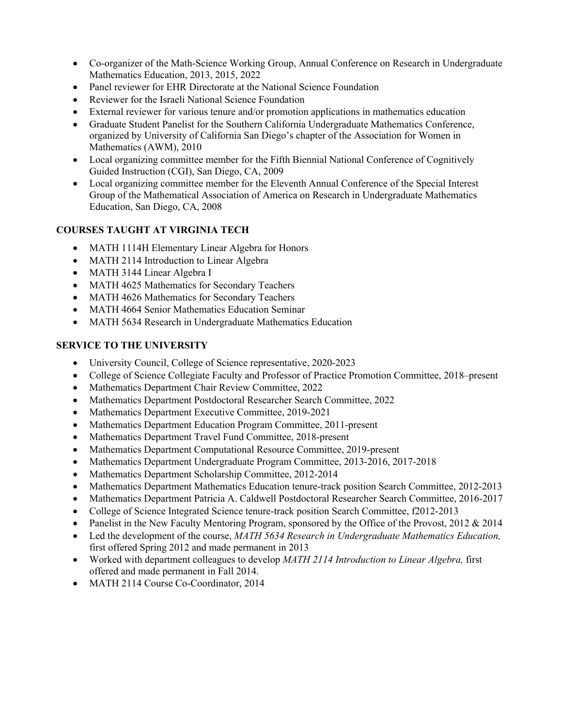- Co-organizer of the Math-Science Working Group, Annual Conference on Research in Undergraduate Mathematics Education, 2013, 2015, 2022
- Panel reviewer for EHR Directorate at the National Science Foundation
- Reviewer for the Israeli National Science Foundation
- External reviewer for various tenure and/or promotion applications in mathematics education
- Graduate Student Panelist for the Southern California Undergraduate Mathematics Conference, organized by University of California San Diego's chapter of the Association for Women in Mathematics (AWM), 2010
- Local organizing committee member for the Fifth Biennial National Conference of Cognitively Guided Instruction (CGI), San Diego, CA, 2009
- Local organizing committee member for the Eleventh Annual Conference of the Special Interest Group of the Mathematical Association of America on Research in Undergraduate Mathematics Education, San Diego, CA, 2008

### COURSES TAUGHT AT VIRGINIA TECH

- MATH 1114H Elementary Linear Algebra for Honors
- MATH 2114 Introduction to Linear Algebra
- MATH 3144 Linear Algebra I
- MATH 4625 Mathematics for Secondary Teachers
- MATH 4626 Mathematics for Secondary Teachers
- MATH 4664 Senior Mathematics Education Seminar
- MATH 5634 Research in Undergraduate Mathematics Education

### SERVICE TO THE UNIVERSITY

- University Council, College of Science representative, 2020-2023
- College of Science Collegiate Faculty and Professor of Practice Promotion Committee, 2018–present
- Mathematics Department Chair Review Committee, 2022
- Mathematics Department Postdoctoral Researcher Search Committee, 2022
- Mathematics Department Executive Committee, 2019-2021
- Mathematics Department Education Program Committee, 2011-present
- Mathematics Department Travel Fund Committee, 2018-present
- Mathematics Department Computational Resource Committee, 2019-present
- Mathematics Department Undergraduate Program Committee, 2013-2016, 2017-2018
- Mathematics Department Scholarship Committee, 2012-2014
- Mathematics Department Mathematics Education tenure-track position Search Committee, 2012-2013
- Mathematics Department Patricia A. Caldwell Postdoctoral Researcher Search Committee, 2016-2017
- College of Science Integrated Science tenure-track position Search Committee, f2012-2013
- Panelist in the New Faculty Mentoring Program, sponsored by the Office of the Provost, 2012 & 2014
- Led the development of the course, *MATH 5634 Research in Undergraduate Mathematics Education,* first offered Spring 2012 and made permanent in 2013
- Worked with department colleagues to develop *MATH 2114 Introduction to Linear Algebra,* first offered and made permanent in Fall 2014.
- MATH 2114 Course Co-Coordinator, 2014